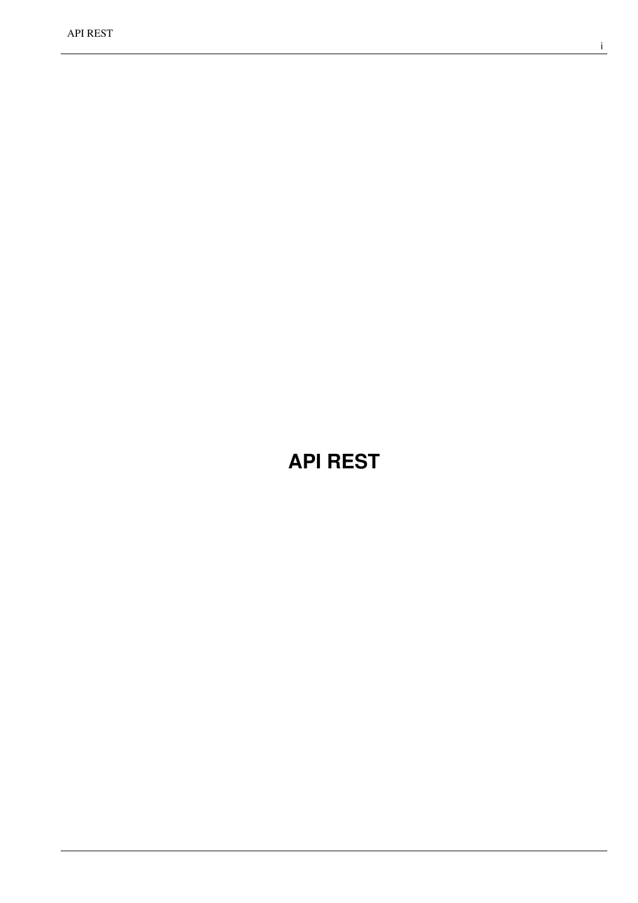# API REST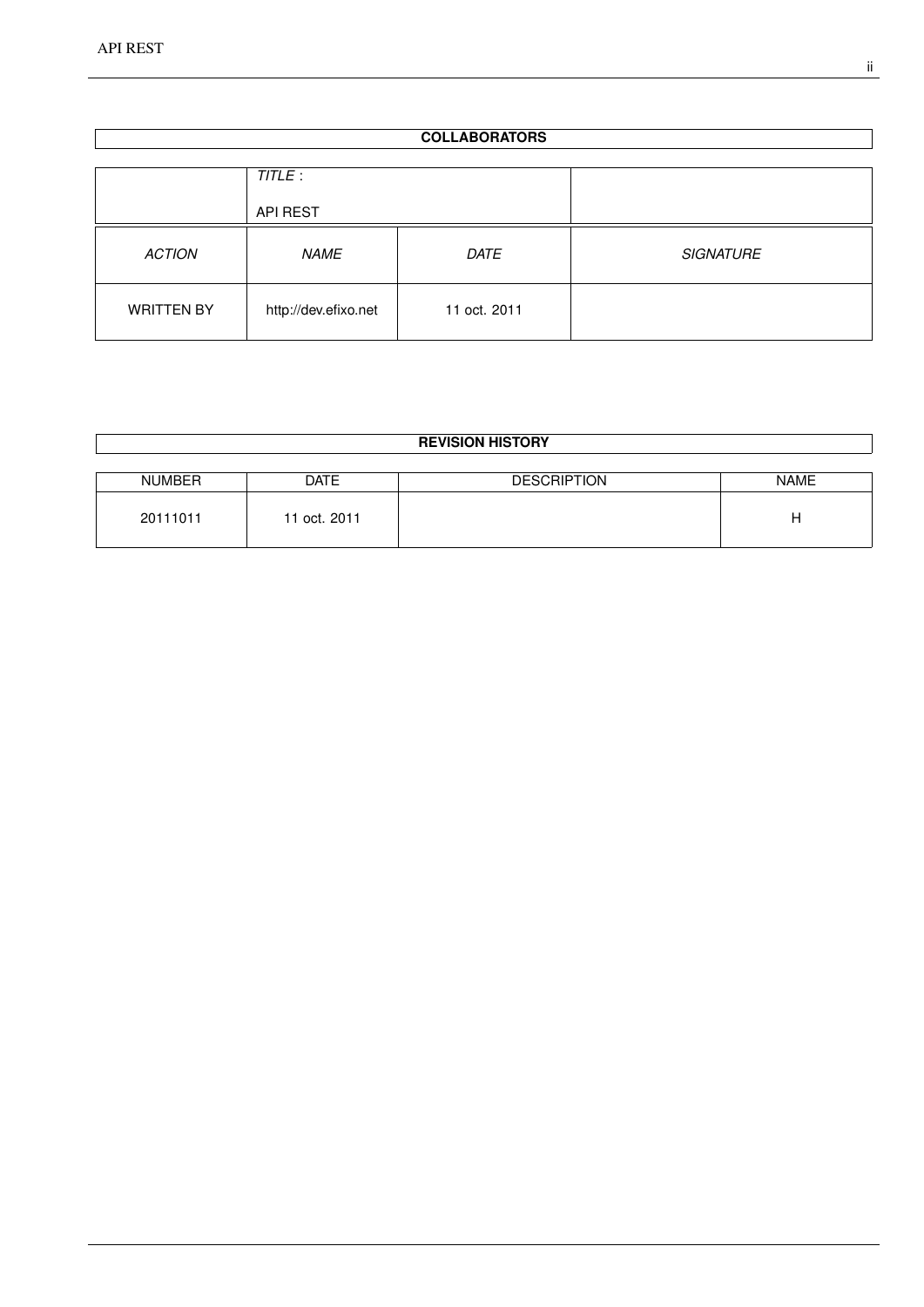**COLLABORATORS**

| | | | |
|---|---|---|---|
| | *TITLE* : API REST | | |
| *ACTION* | *NAME* | *DATE* | *SIGNATURE* |
| WRITTEN BY | http://dev.efixo.net | 11 oct. 2011 | |

**REVISION HISTORY**

| NUMBER | DATE | DESCRIPTION | NAME |
|---|---|---|---|
| 20111011 | 11 oct. 2011 | | H |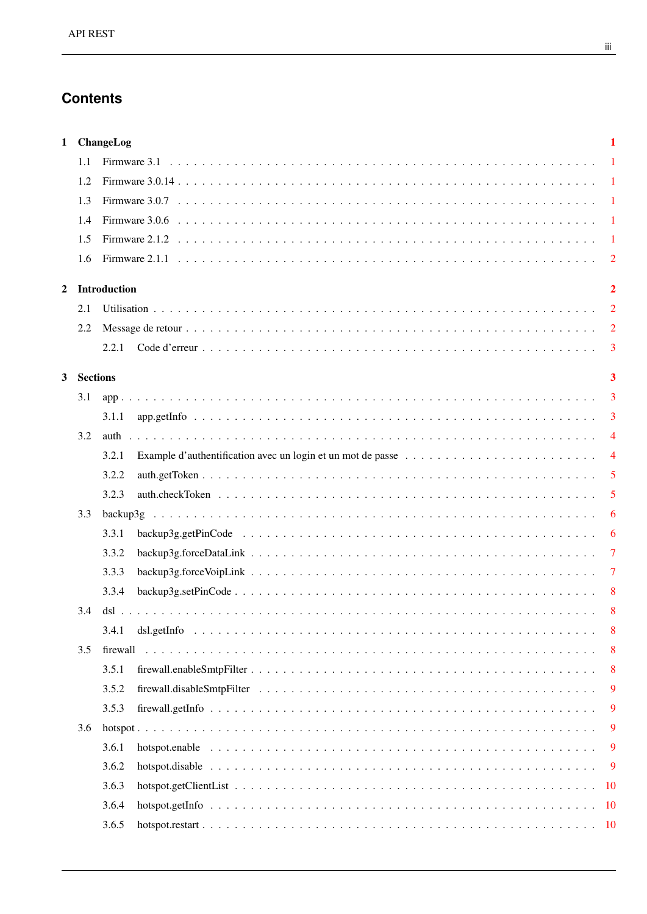# Contents

**1 ChangeLog** **1**

- 1.1 Firmware 3.1 . . . . . 1
- 1.2 Firmware 3.0.14 . . . . . 1
- 1.3 Firmware 3.0.7 . . . . . 1
- 1.4 Firmware 3.0.6 . . . . . 1
- 1.5 Firmware 2.1.2 . . . . . 1
- 1.6 Firmware 2.1.1 . . . . . 2

**2 Introduction** **2**

- 2.1 Utilisation . . . . . 2
- 2.2 Message de retour . . . . . 2
  - 2.2.1 Code d'erreur . . . . . 3

**3 Sections** **3**

- 3.1 app . . . . . 3
  - 3.1.1 app.getInfo . . . . . 3
- 3.2 auth . . . . . 4
  - 3.2.1 Example d'authentification avec un login et un mot de passe . . . . . 4
  - 3.2.2 auth.getToken . . . . . 5
  - 3.2.3 auth.checkToken . . . . . 5
- 3.3 backup3g . . . . . 6
  - 3.3.1 backup3g.getPinCode . . . . . 6
  - 3.3.2 backup3g.forceDataLink . . . . . 7
  - 3.3.3 backup3g.forceVoipLink . . . . . 7
  - 3.3.4 backup3g.setPinCode . . . . . 8
- 3.4 dsl . . . . . 8
  - 3.4.1 dsl.getInfo . . . . . 8
- 3.5 firewall . . . . . 8
  - 3.5.1 firewall.enableSmtpFilter . . . . . 8
  - 3.5.2 firewall.disableSmtpFilter . . . . . 9
  - 3.5.3 firewall.getInfo . . . . . 9
- 3.6 hotspot . . . . . 9
  - 3.6.1 hotspot.enable . . . . . 9
  - 3.6.2 hotspot.disable . . . . . 9
  - 3.6.3 hotspot.getClientList . . . . . 10
  - 3.6.4 hotspot.getInfo . . . . . 10
  - 3.6.5 hotspot.restart . . . . . 10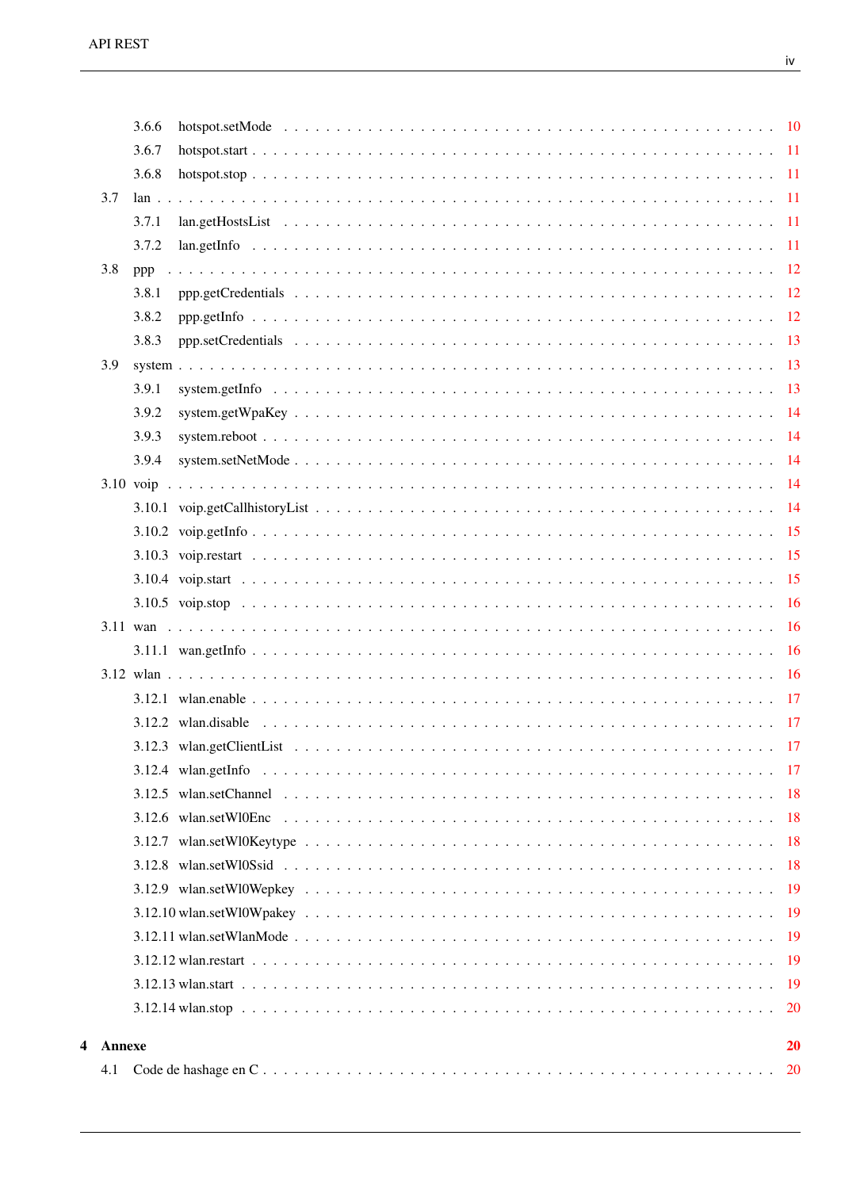- 3.6.6 hotspot.setMode . . . . . 10
- 3.6.7 hotspot.start . . . . . 11
- 3.6.8 hotspot.stop . . . . . 11
- 3.7 lan . . . . . 11
  - 3.7.1 lan.getHostsList . . . . . 11
  - 3.7.2 lan.getInfo . . . . . 11
- 3.8 ppp . . . . . 12
  - 3.8.1 ppp.getCredentials . . . . . 12
  - 3.8.2 ppp.getInfo . . . . . 12
  - 3.8.3 ppp.setCredentials . . . . . 13
- 3.9 system . . . . . 13
  - 3.9.1 system.getInfo . . . . . 13
  - 3.9.2 system.getWpaKey . . . . . 14
  - 3.9.3 system.reboot . . . . . 14
  - 3.9.4 system.setNetMode . . . . . 14
- 3.10 voip . . . . . 14
  - 3.10.1 voip.getCallhistoryList . . . . . 14
  - 3.10.2 voip.getInfo . . . . . 15
  - 3.10.3 voip.restart . . . . . 15
  - 3.10.4 voip.start . . . . . 15
  - 3.10.5 voip.stop . . . . . 16
- 3.11 wan . . . . . 16
  - 3.11.1 wan.getInfo . . . . . 16
- 3.12 wlan . . . . . 16
  - 3.12.1 wlan.enable . . . . . 17
  - 3.12.2 wlan.disable . . . . . 17
  - 3.12.3 wlan.getClientList . . . . . 17
  - 3.12.4 wlan.getInfo . . . . . 17
  - 3.12.5 wlan.setChannel . . . . . 18
  - 3.12.6 wlan.setWl0Enc . . . . . 18
  - 3.12.7 wlan.setWl0Keytype . . . . . 18
  - 3.12.8 wlan.setWl0Ssid . . . . . 18
  - 3.12.9 wlan.setWl0Wepkey . . . . . 19
  - 3.12.10 wlan.setWl0Wpakey . . . . . 19
  - 3.12.11 wlan.setWlanMode . . . . . 19
  - 3.12.12 wlan.restart . . . . . 19
  - 3.12.13 wlan.start . . . . . 19
  - 3.12.14 wlan.stop . . . . . 20

**4 Annexe** **20**

- 4.1 Code de hashage en C . . . . . 20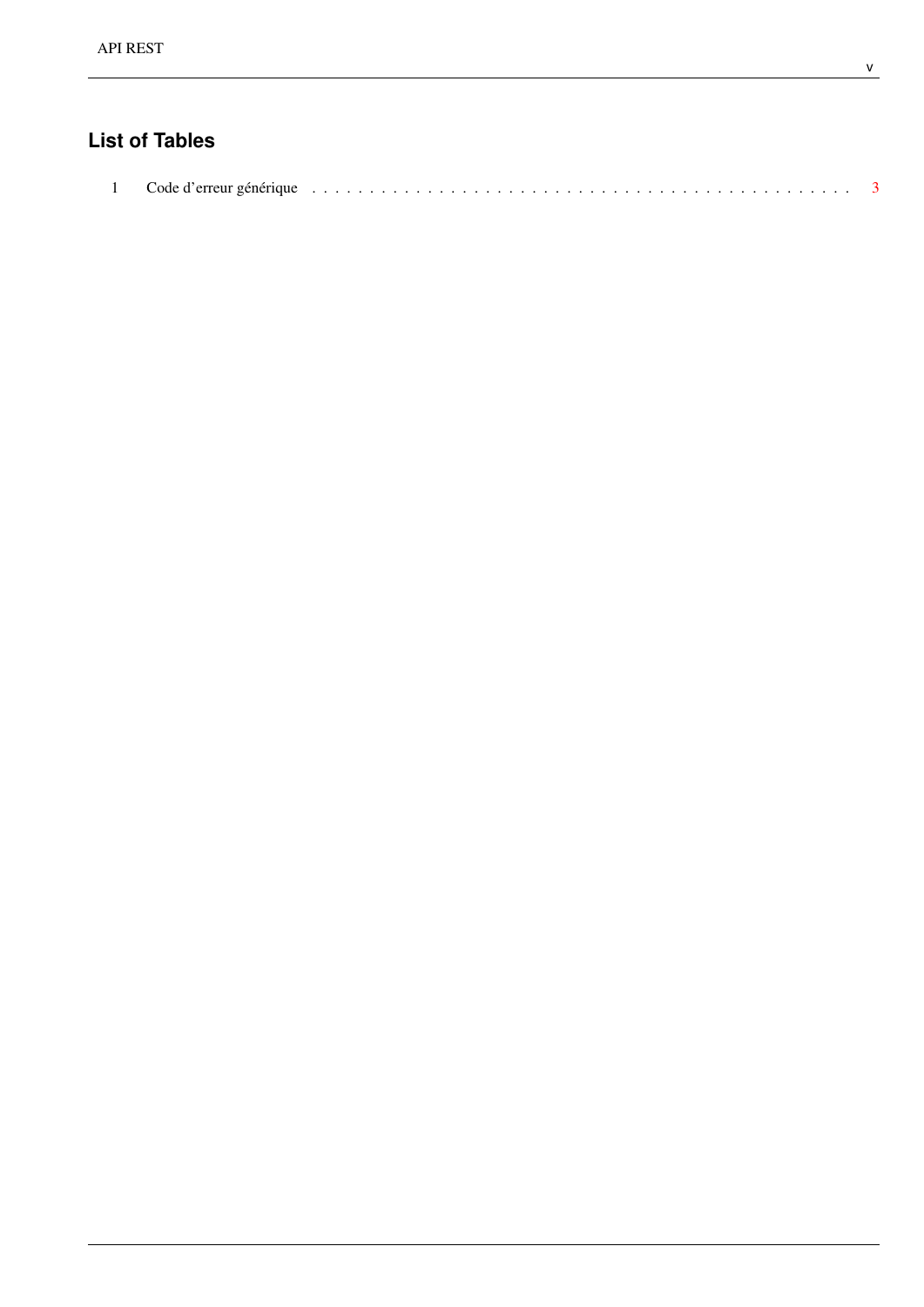## List of Tables

1 Code d’erreur générique . . . . . . . . . . . . . . . . . . . . . . . . . . . . . . . . . . . . . . . . . . . . . . 3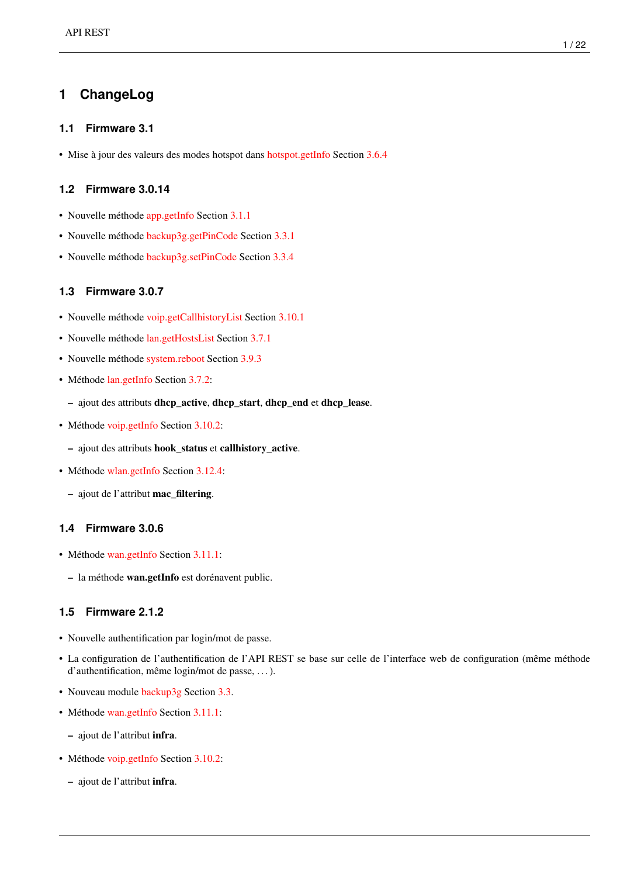# 1 ChangeLog

## 1.1 Firmware 3.1

- Mise à jour des valeurs des modes hotspot dans hotspot.getInfo Section 3.6.4

## 1.2 Firmware 3.0.14

- Nouvelle méthode app.getInfo Section 3.1.1
- Nouvelle méthode backup3g.getPinCode Section 3.3.1
- Nouvelle méthode backup3g.setPinCode Section 3.3.4

## 1.3 Firmware 3.0.7

- Nouvelle méthode voip.getCallhistoryList Section 3.10.1
- Nouvelle méthode lan.getHostsList Section 3.7.1
- Nouvelle méthode system.reboot Section 3.9.3
- Méthode lan.getInfo Section 3.7.2:
  - ajout des attributs **dhcp_active**, **dhcp_start**, **dhcp_end** et **dhcp_lease**.
- Méthode voip.getInfo Section 3.10.2:
  - ajout des attributs **hook_status** et **callhistory_active**.
- Méthode wlan.getInfo Section 3.12.4:
  - ajout de l'attribut **mac_filtering**.

## 1.4 Firmware 3.0.6

- Méthode wan.getInfo Section 3.11.1:
  - la méthode **wan.getInfo** est dorénavent public.

## 1.5 Firmware 2.1.2

- Nouvelle authentification par login/mot de passe.
- La configuration de l'authentification de l'API REST se base sur celle de l'interface web de configuration (même méthode d'authentification, même login/mot de passe, . . . ).
- Nouveau module backup3g Section 3.3.
- Méthode wan.getInfo Section 3.11.1:
  - ajout de l'attribut **infra**.
- Méthode voip.getInfo Section 3.10.2:
  - ajout de l'attribut **infra**.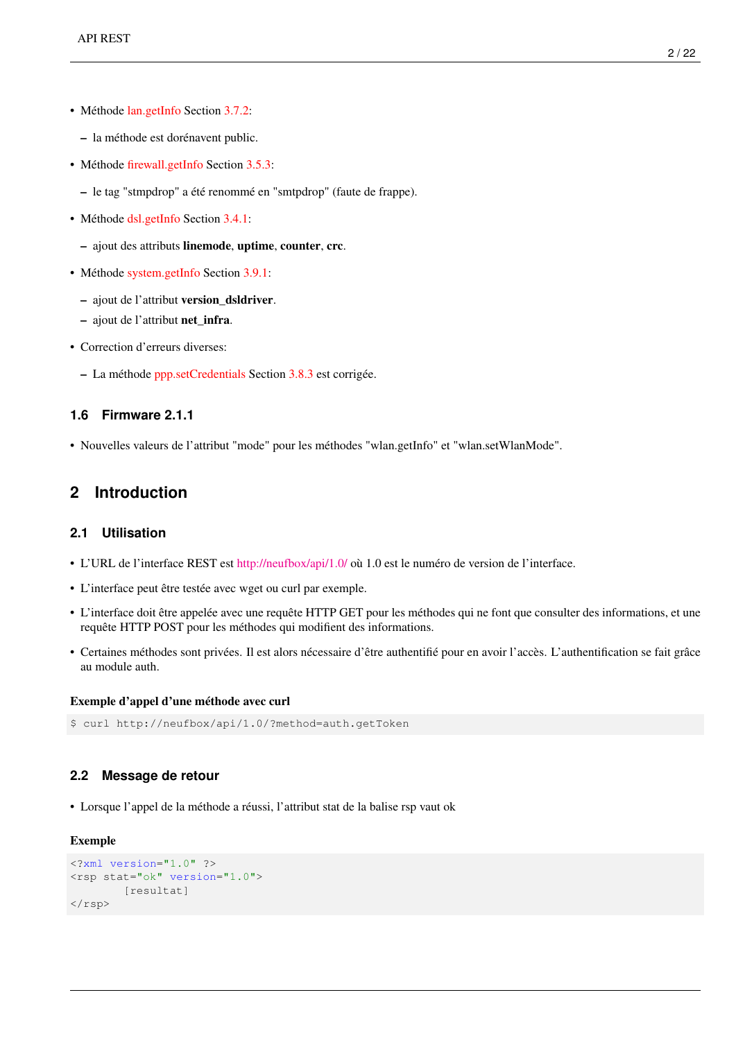- Méthode lan.getInfo Section 3.7.2:
  - la méthode est dorénavent public.
- Méthode firewall.getInfo Section 3.5.3:
  - le tag "stmpdrop" a été renommé en "smtpdrop" (faute de frappe).
- Méthode dsl.getInfo Section 3.4.1:
  - ajout des attributs **linemode**, **uptime**, **counter**, **crc**.
- Méthode system.getInfo Section 3.9.1:
  - ajout de l'attribut **version_dsldriver**.
  - ajout de l'attribut **net_infra**.
- Correction d'erreurs diverses:
  - La méthode ppp.setCredentials Section 3.8.3 est corrigée.

### 1.6 Firmware 2.1.1

- Nouvelles valeurs de l'attribut "mode" pour les méthodes "wlan.getInfo" et "wlan.setWlanMode".

## 2 Introduction

### 2.1 Utilisation

- L'URL de l'interface REST est http://neufbox/api/1.0/ où 1.0 est le numéro de version de l'interface.
- L'interface peut être testée avec wget ou curl par exemple.
- L'interface doit être appelée avec une requête HTTP GET pour les méthodes qui ne font que consulter des informations, et une requête HTTP POST pour les méthodes qui modifient des informations.
- Certaines méthodes sont privées. Il est alors nécessaire d'être authentifié pour en avoir l'accès. L'authentification se fait grâce au module auth.

**Exemple d'appel d'une méthode avec curl**

```
$ curl http://neufbox/api/1.0/?method=auth.getToken
```

### 2.2 Message de retour

- Lorsque l'appel de la méthode a réussi, l'attribut stat de la balise rsp vaut ok

**Exemple**

```
<?xml version="1.0" ?>
<rsp stat="ok" version="1.0">
        [resultat]
</rsp>
```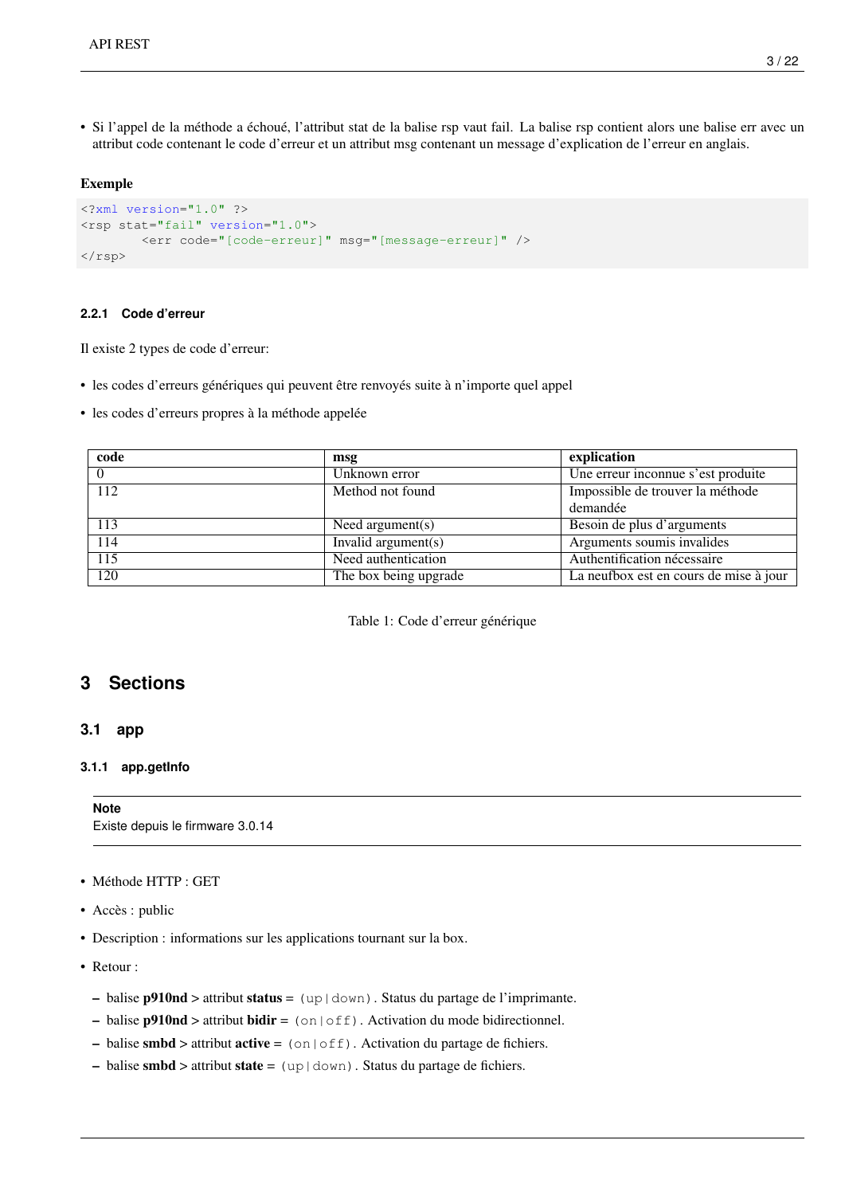- Si l'appel de la méthode a échoué, l'attribut stat de la balise rsp vaut fail. La balise rsp contient alors une balise err avec un attribut code contenant le code d'erreur et un attribut msg contenant un message d'explication de l'erreur en anglais.

**Exemple**

```
<?xml version="1.0" ?>
<rsp stat="fail" version="1.0">
        <err code="[code-erreur]" msg="[message-erreur]" />
</rsp>
```

#### 2.2.1 Code d'erreur

Il existe 2 types de code d'erreur:

- les codes d'erreurs génériques qui peuvent être renvoyés suite à n'importe quel appel
- les codes d'erreurs propres à la méthode appelée

| code | msg | explication |
|---|---|---|
| 0 | Unknown error | Une erreur inconnue s'est produite |
| 112 | Method not found | Impossible de trouver la méthode demandée |
| 113 | Need argument(s) | Besoin de plus d'arguments |
| 114 | Invalid argument(s) | Arguments soumis invalides |
| 115 | Need authentication | Authentification nécessaire |
| 120 | The box being upgrade | La neufbox est en cours de mise à jour |

Table 1: Code d'erreur générique

# 3 Sections

## 3.1 app

### 3.1.1 app.getInfo

**Note**
Existe depuis le firmware 3.0.14

- Méthode HTTP : GET
- Accès : public
- Description : informations sur les applications tournant sur la box.
- Retour :
  - balise **p910nd** > attribut **status** = `(up|down)`. Status du partage de l'imprimante.
  - balise **p910nd** > attribut **bidir** = `(on|off)`. Activation du mode bidirectionnel.
  - balise **smbd** > attribut **active** = `(on|off)`. Activation du partage de fichiers.
  - balise **smbd** > attribut **state** = `(up|down)`. Status du partage de fichiers.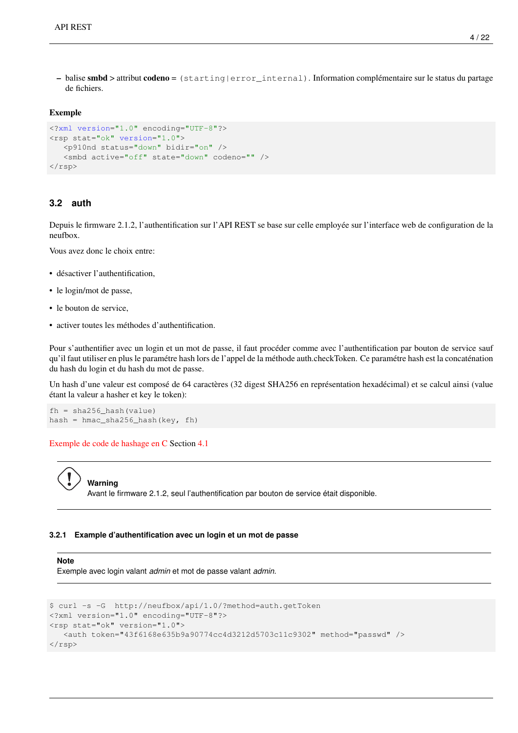– balise **smbd** > attribut **codeno** = `(starting|error_internal)`. Information complémentaire sur le status du partage de fichiers.

**Exemple**

```
<?xml version="1.0" encoding="UTF-8"?>
<rsp stat="ok" version="1.0">
   <p910nd status="down" bidir="on" />
   <smbd active="off" state="down" codeno="" />
</rsp>
```

## 3.2 auth

Depuis le firmware 2.1.2, l'authentification sur l'API REST se base sur celle employée sur l'interface web de configuration de la neufbox.

Vous avez donc le choix entre:

- désactiver l'authentification,
- le login/mot de passe,
- le bouton de service,
- activer toutes les méthodes d'authentification.

Pour s'authentifier avec un login et un mot de passe, il faut procéder comme avec l'authentification par bouton de service sauf qu'il faut utiliser en plus le paramétre hash lors de l'appel de la méthode auth.checkToken. Ce paramétre hash est la concaténation du hash du login et du hash du mot de passe.

Un hash d'une valeur est composé de 64 caractères (32 digest SHA256 en représentation hexadécimal) et se calcul ainsi (value étant la valeur a hasher et key le token):

```
fh = sha256_hash(value)
hash = hmac_sha256_hash(key, fh)
```

Exemple de code de hashage en C Section 4.1

> **Warning**
> Avant le firmware 2.1.2, seul l'authentification par bouton de service était disponible.

### 3.2.1 Example d'authentification avec un login et un mot de passe

> **Note**
> Exemple avec login valant *admin* et mot de passe valant *admin*.

```
$ curl -s -G  http://neufbox/api/1.0/?method=auth.getToken
<?xml version="1.0" encoding="UTF-8"?>
<rsp stat="ok" version="1.0">
   <auth token="43f6168e635b9a90774cc4d3212d5703c11c9302" method="passwd" />
</rsp>
```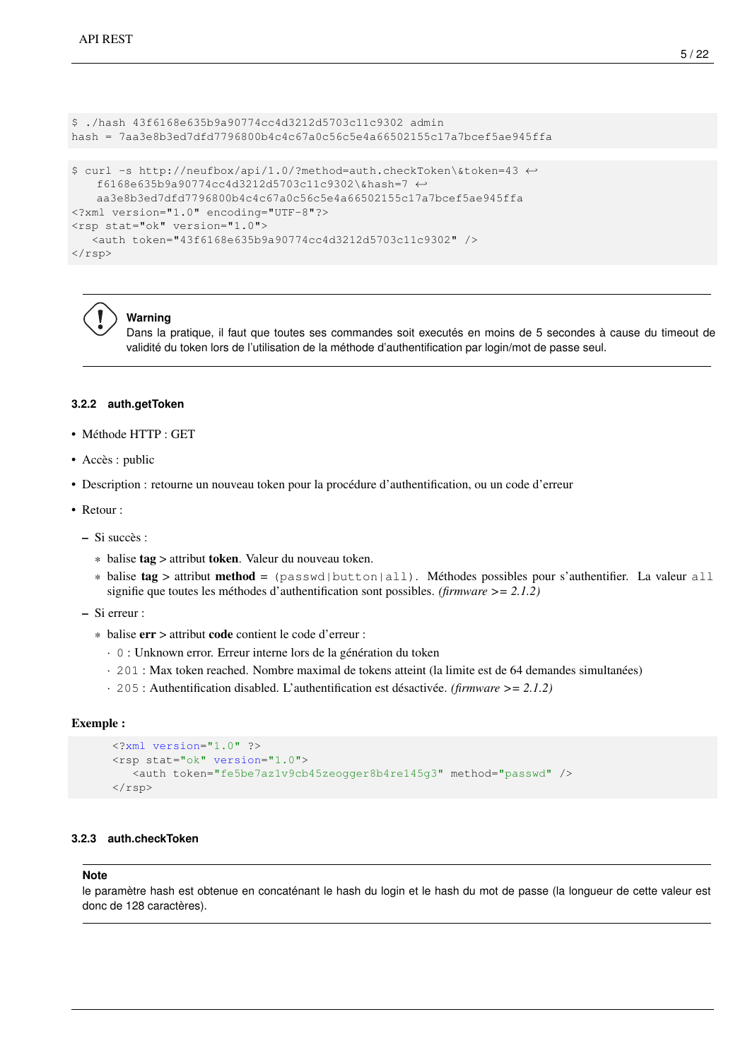```
$ ./hash 43f6168e635b9a90774cc4d3212d5703c11c9302 admin
hash = 7aa3e8b3ed7dfd7796800b4c4c67a0c56c5e4a66502155c17a7bcef5ae945ffa
```

```
$ curl -s http://neufbox/api/1.0/?method=auth.checkToken\&token=43 ↩
    f6168e635b9a90774cc4d3212d5703c11c9302\&hash=7 ↩
    aa3e8b3ed7dfd7796800b4c4c67a0c56c5e4a66502155c17a7bcef5ae945ffa
<?xml version="1.0" encoding="UTF-8"?>
<rsp stat="ok" version="1.0">
   <auth token="43f6168e635b9a90774cc4d3212d5703c11c9302" />
</rsp>
```

> **Warning**
> Dans la pratique, il faut que toutes ses commandes soit executés en moins de 5 secondes à cause du timeout de validité du token lors de l'utilisation de la méthode d'authentification par login/mot de passe seul.

#### 3.2.2 auth.getToken

- Méthode HTTP : GET
- Accès : public
- Description : retourne un nouveau token pour la procédure d'authentification, ou un code d'erreur
- Retour :
  - Si succès :
    - balise **tag** > attribut **token**. Valeur du nouveau token.
    - balise **tag** > attribut **method** = `(passwd|button|all)`. Méthodes possibles pour s'authentifier. La valeur `all` signifie que toutes les méthodes d'authentification sont possibles. *(firmware >= 2.1.2)*
  - Si erreur :
    - balise **err** > attribut **code** contient le code d'erreur :
      - `0` : Unknown error. Erreur interne lors de la génération du token
      - `201` : Max token reached. Nombre maximal de tokens atteint (la limite est de 64 demandes simultanées)
      - `205` : Authentification disabled. L'authentification est désactivée. *(firmware >= 2.1.2)*

**Exemple :**

```
<?xml version="1.0" ?>
<rsp stat="ok" version="1.0">
   <auth token="fe5be7az1v9cb45zeogger8b4re145g3" method="passwd" />
</rsp>
```

#### 3.2.3 auth.checkToken

> **Note**
> le paramètre hash est obtenue en concaténant le hash du login et le hash du mot de passe (la longueur de cette valeur est donc de 128 caractères).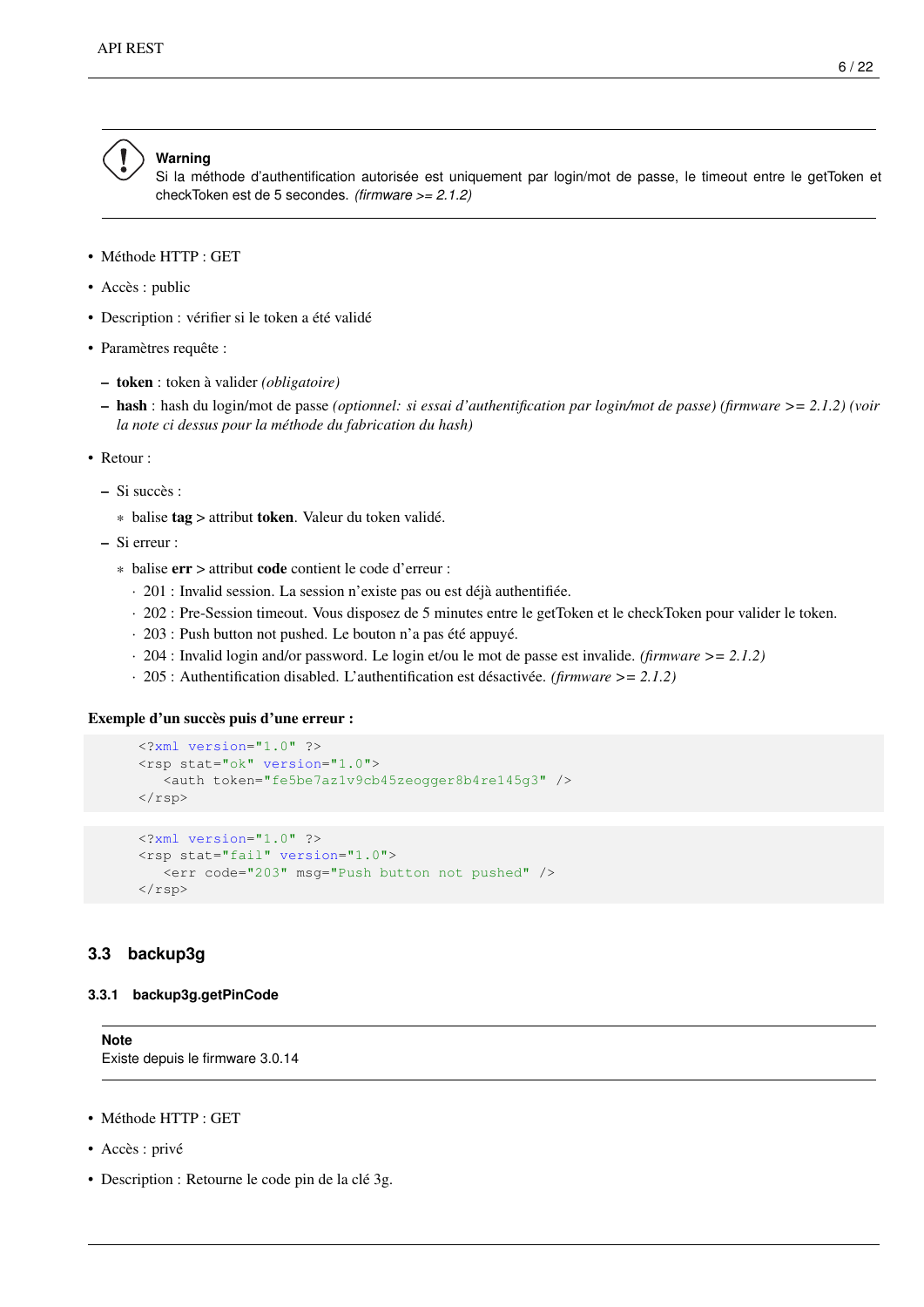**Warning**

Si la méthode d'authentification autorisée est uniquement par login/mot de passe, le timeout entre le getToken et checkToken est de 5 secondes. *(firmware >= 2.1.2)*

- Méthode HTTP : GET
- Accès : public
- Description : vérifier si le token a été validé
- Paramètres requête :
  - **token** : token à valider *(obligatoire)*
  - **hash** : hash du login/mot de passe *(optionnel: si essai d'authentification par login/mot de passe) (firmware >= 2.1.2) (voir la note ci dessus pour la méthode du fabrication du hash)*
- Retour :
  - Si succès :
    - balise **tag** > attribut **token**. Valeur du token validé.
  - Si erreur :
    - balise **err** > attribut **code** contient le code d'erreur :
      - 201 : Invalid session. La session n'existe pas ou est déjà authentifiée.
      - 202 : Pre-Session timeout. Vous disposez de 5 minutes entre le getToken et le checkToken pour valider le token.
      - 203 : Push button not pushed. Le bouton n'a pas été appuyé.
      - 204 : Invalid login and/or password. Le login et/ou le mot de passe est invalide. *(firmware >= 2.1.2)*
      - 205 : Authentification disabled. L'authentification est désactivée. *(firmware >= 2.1.2)*

**Exemple d'un succès puis d'une erreur :**

```
<?xml version="1.0" ?>
<rsp stat="ok" version="1.0">
    <auth token="fe5be7az1v9cb45zeogger8b4re145g3" />
</rsp>
```

```
<?xml version="1.0" ?>
<rsp stat="fail" version="1.0">
    <err code="203" msg="Push button not pushed" />
</rsp>
```

## 3.3 backup3g

### 3.3.1 backup3g.getPinCode

**Note**

Existe depuis le firmware 3.0.14

- Méthode HTTP : GET
- Accès : privé
- Description : Retourne le code pin de la clé 3g.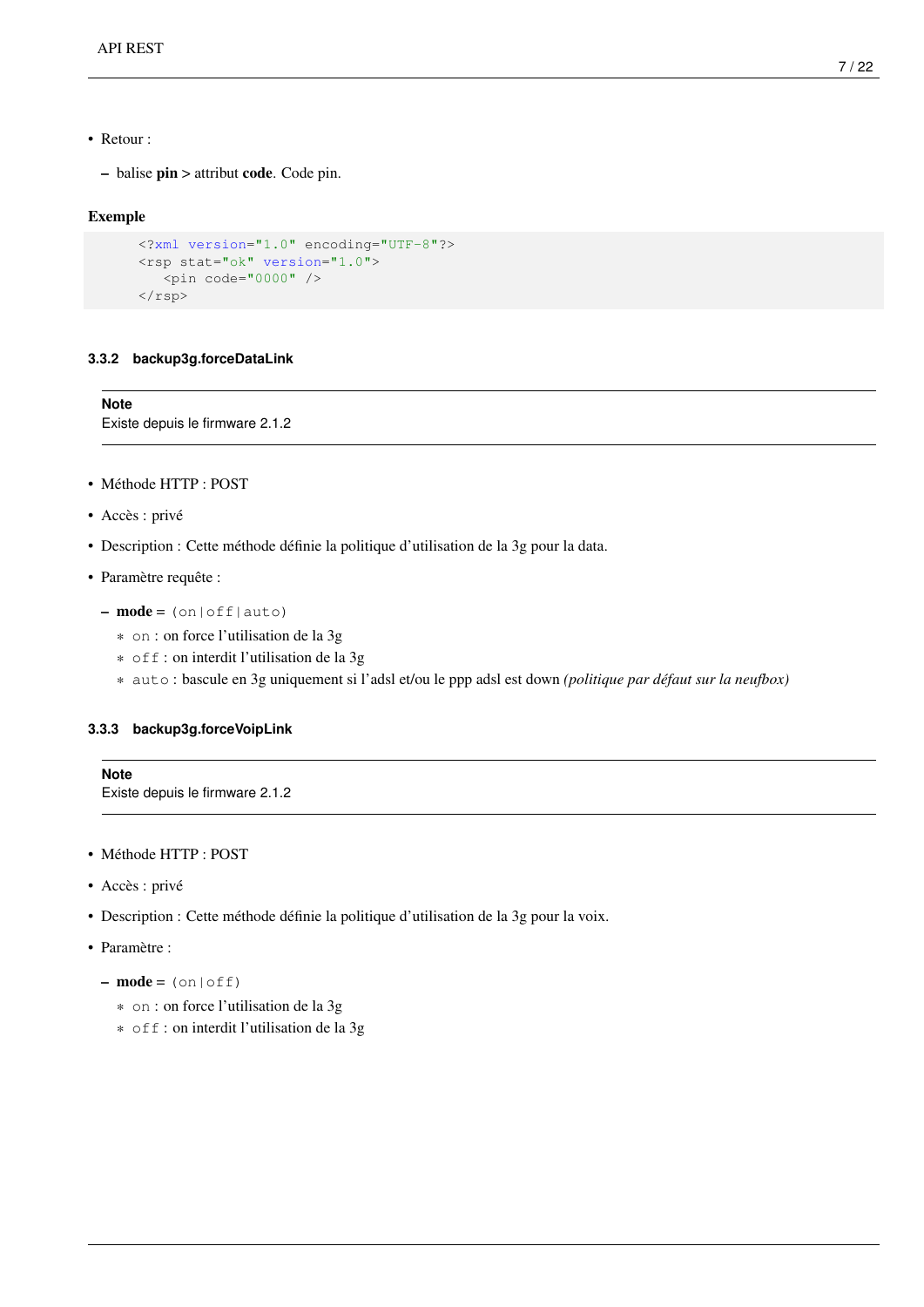- Retour :
  - balise **pin** > attribut **code**. Code pin.

**Exemple**

```
<?xml version="1.0" encoding="UTF-8"?>
<rsp stat="ok" version="1.0">
   <pin code="0000" />
</rsp>
```

### 3.3.2 backup3g.forceDataLink

**Note**
Existe depuis le firmware 2.1.2

- Méthode HTTP : POST
- Accès : privé
- Description : Cette méthode définie la politique d'utilisation de la 3g pour la data.
- Paramètre requête :
  - **mode** = `(on|off|auto)`
    - `on` : on force l'utilisation de la 3g
    - `off` : on interdit l'utilisation de la 3g
    - `auto` : bascule en 3g uniquement si l'adsl et/ou le ppp adsl est down *(politique par défaut sur la neufbox)*

### 3.3.3 backup3g.forceVoipLink

**Note**
Existe depuis le firmware 2.1.2

- Méthode HTTP : POST
- Accès : privé
- Description : Cette méthode définie la politique d'utilisation de la 3g pour la voix.
- Paramètre :
  - **mode** = `(on|off)`
    - `on` : on force l'utilisation de la 3g
    - `off` : on interdit l'utilisation de la 3g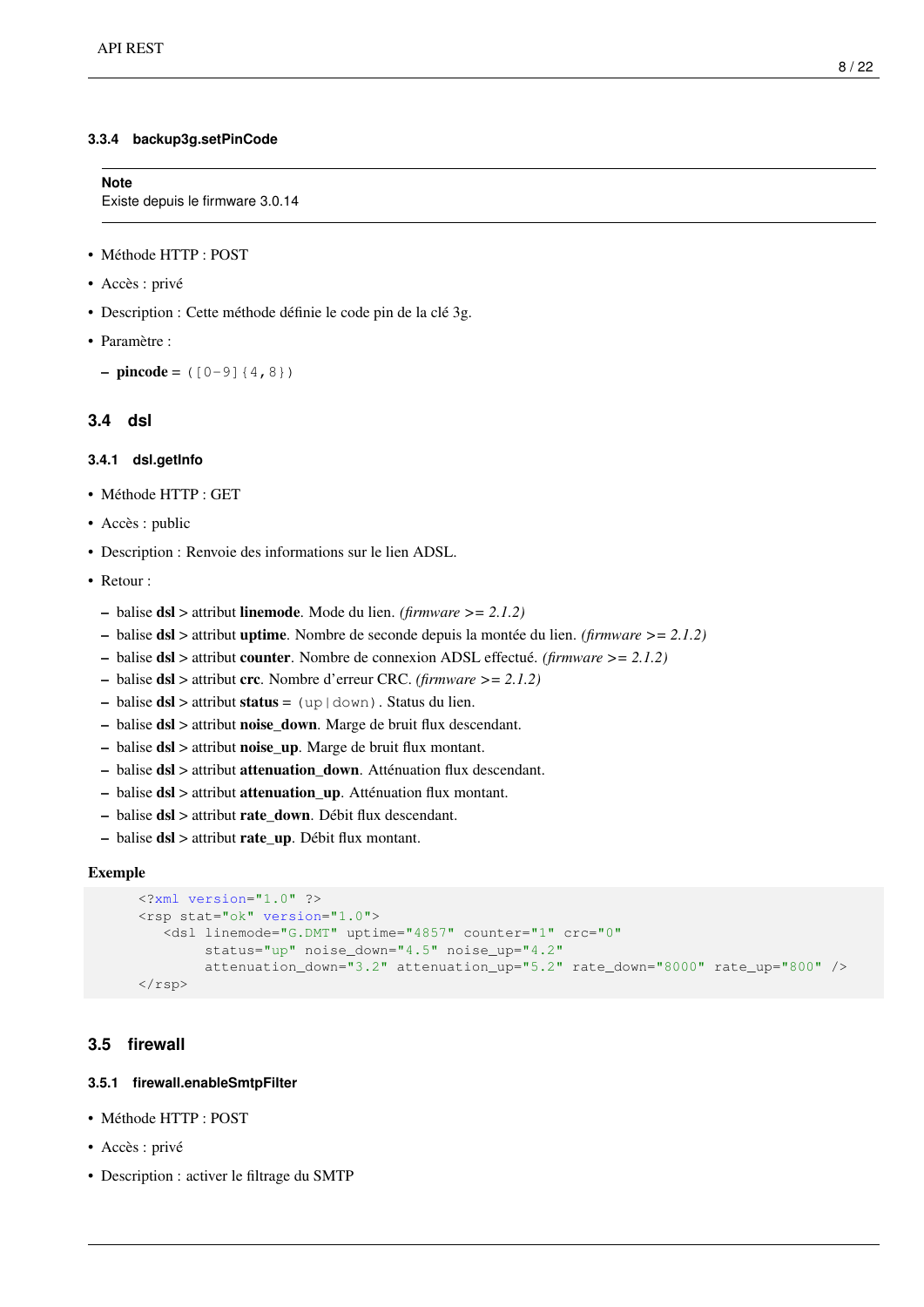### 3.3.4 backup3g.setPinCode

**Note**
Existe depuis le firmware 3.0.14

- Méthode HTTP : POST
- Accès : privé
- Description : Cette méthode définie le code pin de la clé 3g.
- Paramètre :
  - **pincode** = `([0-9]{4,8})`

## 3.4 dsl

### 3.4.1 dsl.getInfo

- Méthode HTTP : GET
- Accès : public
- Description : Renvoie des informations sur le lien ADSL.
- Retour :
  - balise **dsl** > attribut **linemode**. Mode du lien. *(firmware >= 2.1.2)*
  - balise **dsl** > attribut **uptime**. Nombre de seconde depuis la montée du lien. *(firmware >= 2.1.2)*
  - balise **dsl** > attribut **counter**. Nombre de connexion ADSL effectué. *(firmware >= 2.1.2)*
  - balise **dsl** > attribut **crc**. Nombre d'erreur CRC. *(firmware >= 2.1.2)*
  - balise **dsl** > attribut **status** = `(up|down)`. Status du lien.
  - balise **dsl** > attribut **noise_down**. Marge de bruit flux descendant.
  - balise **dsl** > attribut **noise_up**. Marge de bruit flux montant.
  - balise **dsl** > attribut **attenuation_down**. Atténuation flux descendant.
  - balise **dsl** > attribut **attenuation_up**. Atténuation flux montant.
  - balise **dsl** > attribut **rate_down**. Débit flux descendant.
  - balise **dsl** > attribut **rate_up**. Débit flux montant.

**Exemple**

```
<?xml version="1.0" ?>
<rsp stat="ok" version="1.0">
   <dsl linemode="G.DMT" uptime="4857" counter="1" crc="0"
        status="up" noise_down="4.5" noise_up="4.2"
        attenuation_down="3.2" attenuation_up="5.2" rate_down="8000" rate_up="800" />
</rsp>
```

## 3.5 firewall

### 3.5.1 firewall.enableSmtpFilter

- Méthode HTTP : POST
- Accès : privé
- Description : activer le filtrage du SMTP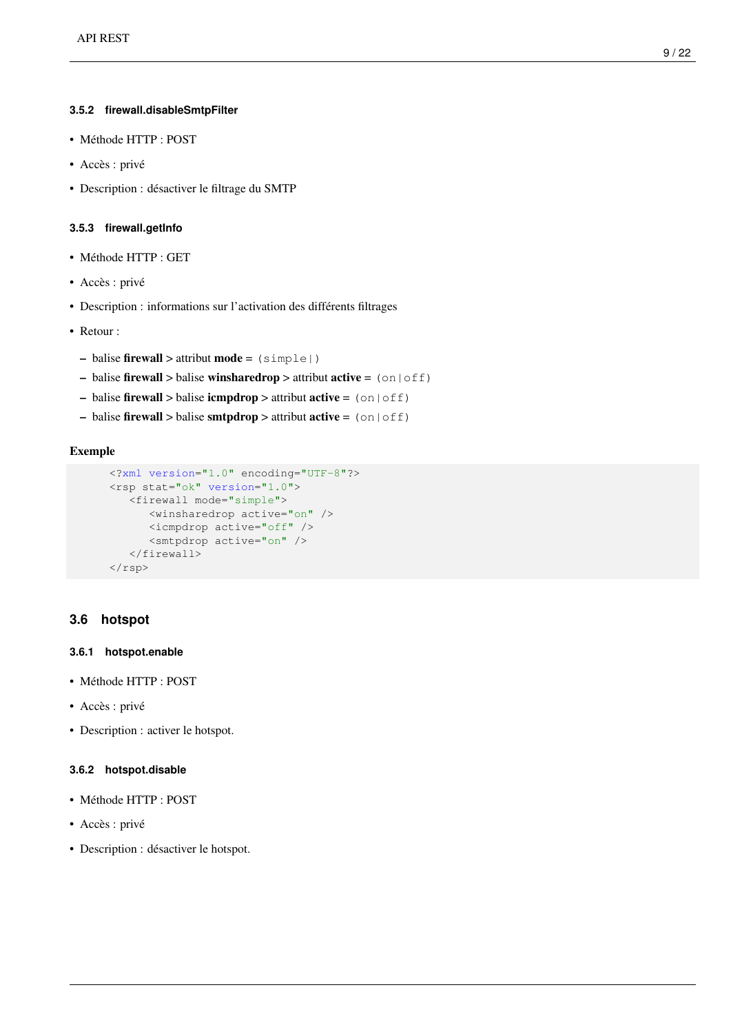### 3.5.2 firewall.disableSmtpFilter

- Méthode HTTP : POST
- Accès : privé
- Description : désactiver le filtrage du SMTP

### 3.5.3 firewall.getInfo

- Méthode HTTP : GET
- Accès : privé
- Description : informations sur l'activation des différents filtrages
- Retour :
  - balise **firewall** > attribut **mode** = `(simple|)`
  - balise **firewall** > balise **winsharedrop** > attribut **active** = `(on|off)`
  - balise **firewall** > balise **icmpdrop** > attribut **active** = `(on|off)`
  - balise **firewall** > balise **smtpdrop** > attribut **active** = `(on|off)`

**Exemple**

```
<?xml version="1.0" encoding="UTF-8"?>
<rsp stat="ok" version="1.0">
   <firewall mode="simple">
      <winsharedrop active="on" />
      <icmpdrop active="off" />
      <smtpdrop active="on" />
   </firewall>
</rsp>
```

## 3.6 hotspot

### 3.6.1 hotspot.enable

- Méthode HTTP : POST
- Accès : privé
- Description : activer le hotspot.

### 3.6.2 hotspot.disable

- Méthode HTTP : POST
- Accès : privé
- Description : désactiver le hotspot.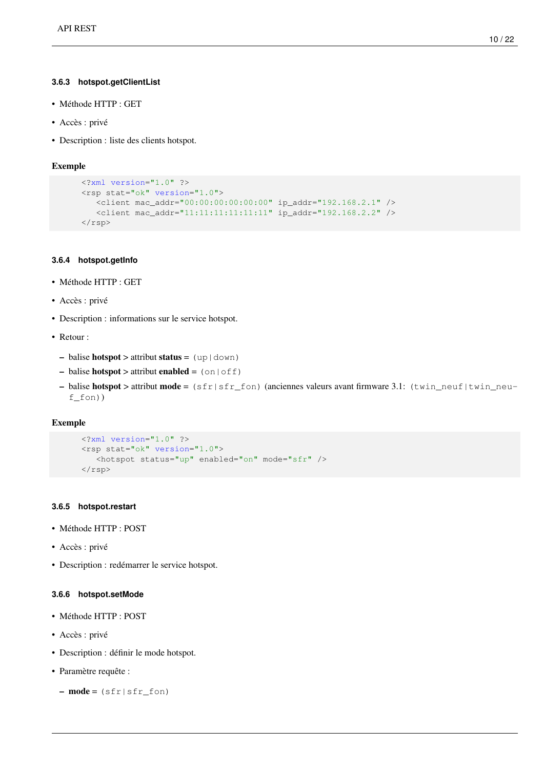### 3.6.3 hotspot.getClientList

- Méthode HTTP : GET
- Accès : privé
- Description : liste des clients hotspot.

**Exemple**

```
<?xml version="1.0" ?>
<rsp stat="ok" version="1.0">
   <client mac_addr="00:00:00:00:00:00" ip_addr="192.168.2.1" />
   <client mac_addr="11:11:11:11:11:11" ip_addr="192.168.2.2" />
</rsp>
```

### 3.6.4 hotspot.getInfo

- Méthode HTTP : GET
- Accès : privé
- Description : informations sur le service hotspot.
- Retour :
  - balise **hotspot** > attribut **status** = `(up|down)`
  - balise **hotspot** > attribut **enabled** = `(on|off)`
  - balise **hotspot** > attribut **mode** = `(sfr|sfr_fon)` (anciennes valeurs avant firmware 3.1: `(twin_neuf|twin_neuf_fon)`)

**Exemple**

```
<?xml version="1.0" ?>
<rsp stat="ok" version="1.0">
   <hotspot status="up" enabled="on" mode="sfr" />
</rsp>
```

### 3.6.5 hotspot.restart

- Méthode HTTP : POST
- Accès : privé
- Description : redémarrer le service hotspot.

### 3.6.6 hotspot.setMode

- Méthode HTTP : POST
- Accès : privé
- Description : définir le mode hotspot.
- Paramètre requête :
  - **mode** = `(sfr|sfr_fon)`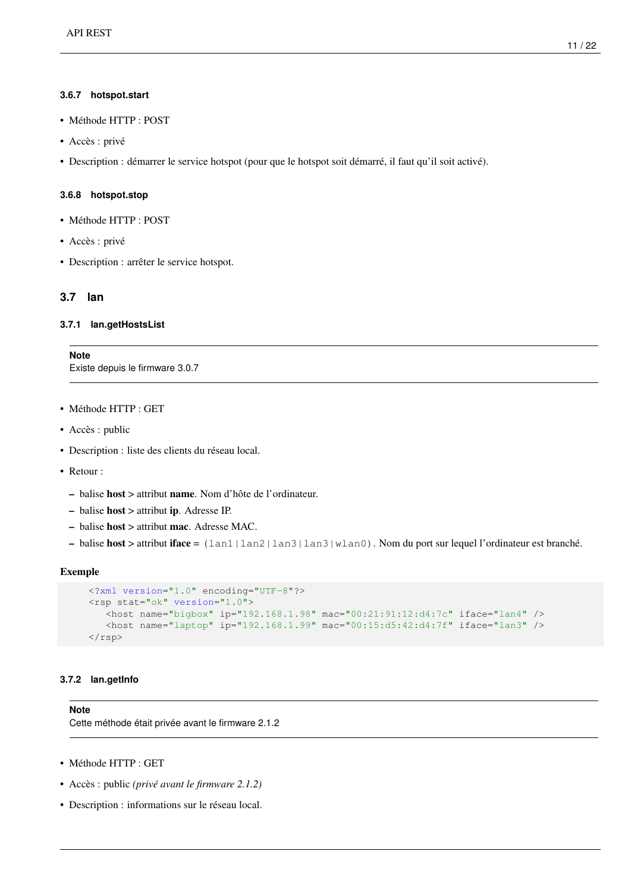#### 3.6.7 hotspot.start

- Méthode HTTP : POST
- Accès : privé
- Description : démarrer le service hotspot (pour que le hotspot soit démarré, il faut qu'il soit activé).

#### 3.6.8 hotspot.stop

- Méthode HTTP : POST
- Accès : privé
- Description : arrêter le service hotspot.

### 3.7 lan

#### 3.7.1 lan.getHostsList

> **Note**
> Existe depuis le firmware 3.0.7

- Méthode HTTP : GET
- Accès : public
- Description : liste des clients du réseau local.
- Retour :
  - balise **host** > attribut **name**. Nom d'hôte de l'ordinateur.
  - balise **host** > attribut **ip**. Adresse IP.
  - balise **host** > attribut **mac**. Adresse MAC.
  - balise **host** > attribut **iface** = `(lan1|lan2|lan3|lan3|wlan0)`. Nom du port sur lequel l'ordinateur est branché.

**Exemple**

```xml
<?xml version="1.0" encoding="UTF-8"?>
<rsp stat="ok" version="1.0">
   <host name="bigbox" ip="192.168.1.98" mac="00:21:91:12:d4:7c" iface="lan4" />
   <host name="laptop" ip="192.168.1.99" mac="00:15:d5:42:d4:7f" iface="lan3" />
</rsp>
```

#### 3.7.2 lan.getInfo

> **Note**
> Cette méthode était privée avant le firmware 2.1.2

- Méthode HTTP : GET
- Accès : public *(privé avant le firmware 2.1.2)*
- Description : informations sur le réseau local.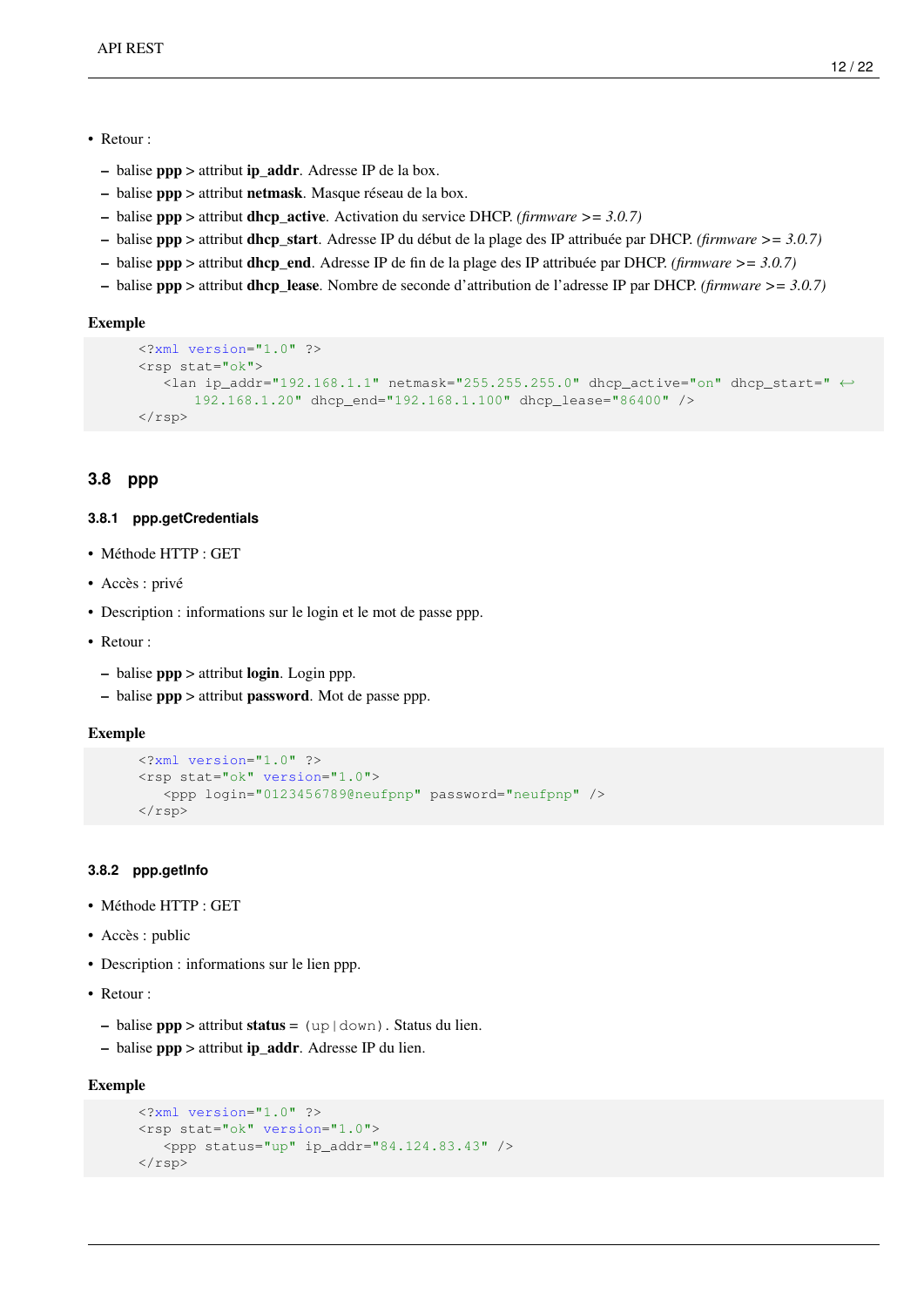- Retour :
  - balise **ppp** > attribut **ip_addr**. Adresse IP de la box.
  - balise **ppp** > attribut **netmask**. Masque réseau de la box.
  - balise **ppp** > attribut **dhcp_active**. Activation du service DHCP. *(firmware >= 3.0.7)*
  - balise **ppp** > attribut **dhcp_start**. Adresse IP du début de la plage des IP attribuée par DHCP. *(firmware >= 3.0.7)*
  - balise **ppp** > attribut **dhcp_end**. Adresse IP de fin de la plage des IP attribuée par DHCP. *(firmware >= 3.0.7)*
  - balise **ppp** > attribut **dhcp_lease**. Nombre de seconde d'attribution de l'adresse IP par DHCP. *(firmware >= 3.0.7)*

**Exemple**

```
<?xml version="1.0" ?>
<rsp stat="ok">
    <lan ip_addr="192.168.1.1" netmask="255.255.255.0" dhcp_active="on" dhcp_start="
        192.168.1.20" dhcp_end="192.168.1.100" dhcp_lease="86400" />
</rsp>
```

## 3.8 ppp

### 3.8.1 ppp.getCredentials

- Méthode HTTP : GET
- Accès : privé
- Description : informations sur le login et le mot de passe ppp.
- Retour :
  - balise **ppp** > attribut **login**. Login ppp.
  - balise **ppp** > attribut **password**. Mot de passe ppp.

**Exemple**

```
<?xml version="1.0" ?>
<rsp stat="ok" version="1.0">
    <ppp login="0123456789@neufpnp" password="neufpnp" />
</rsp>
```

### 3.8.2 ppp.getInfo

- Méthode HTTP : GET
- Accès : public
- Description : informations sur le lien ppp.
- Retour :
  - balise **ppp** > attribut **status** = `(up|down)`. Status du lien.
  - balise **ppp** > attribut **ip_addr**. Adresse IP du lien.

**Exemple**

```
<?xml version="1.0" ?>
<rsp stat="ok" version="1.0">
    <ppp status="up" ip_addr="84.124.83.43" />
</rsp>
```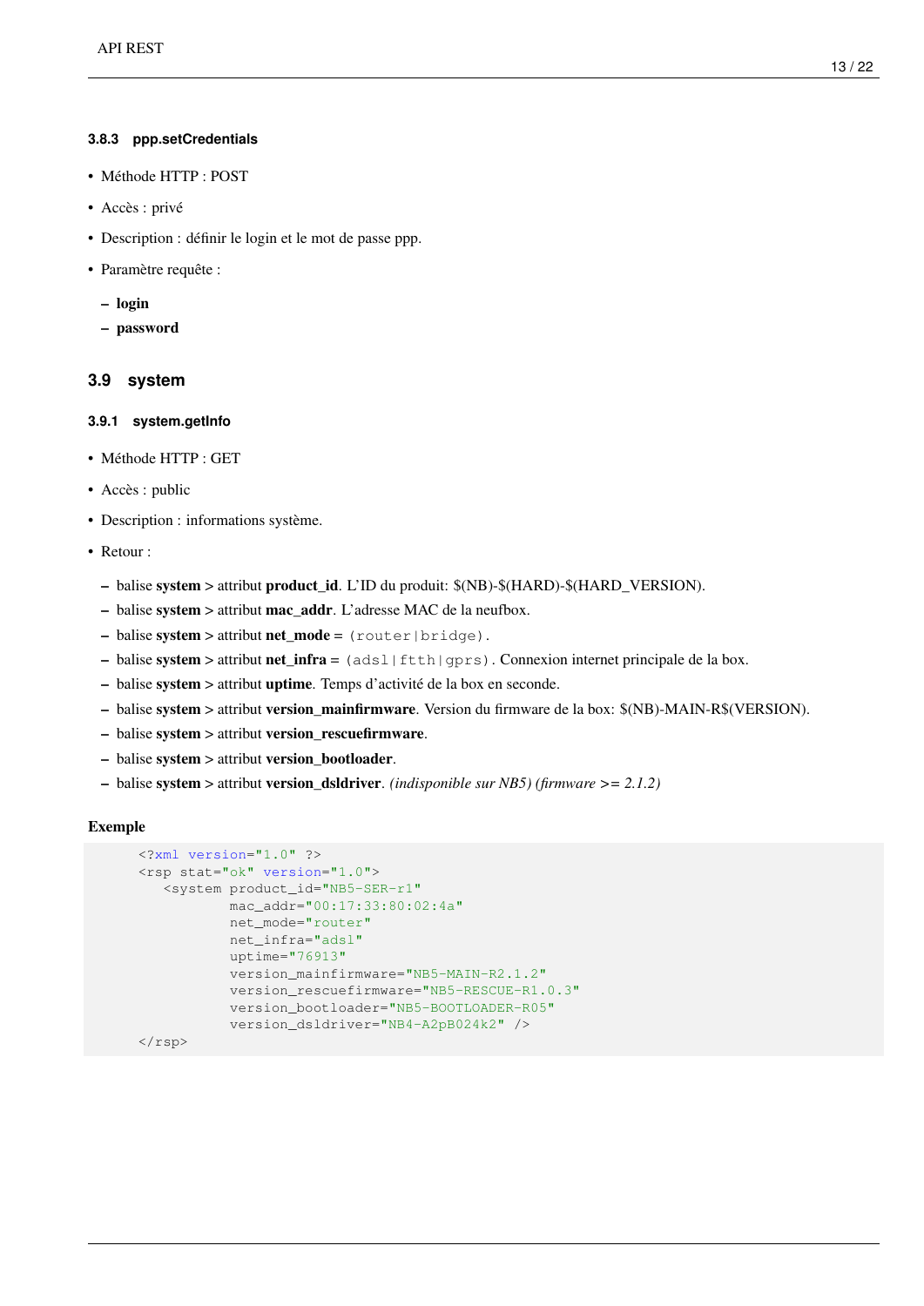#### 3.8.3 ppp.setCredentials

- Méthode HTTP : POST
- Accès : privé
- Description : définir le login et le mot de passe ppp.
- Paramètre requête :
  - **login**
  - **password**

### 3.9 system

#### 3.9.1 system.getInfo

- Méthode HTTP : GET
- Accès : public
- Description : informations système.
- Retour :
  - balise **system** > attribut **product_id**. L'ID du produit: $(NB)-$(HARD)-$(HARD_VERSION).
  - balise **system** > attribut **mac_addr**. L'adresse MAC de la neufbox.
  - balise **system** > attribut **net_mode** = `(router|bridge)`.
  - balise **system** > attribut **net_infra** = `(adsl|ftth|gprs)`. Connexion internet principale de la box.
  - balise **system** > attribut **uptime**. Temps d'activité de la box en seconde.
  - balise **system** > attribut **version_mainfirmware**. Version du firmware de la box: $(NB)-MAIN-R$(VERSION).
  - balise **system** > attribut **version_rescuefirmware**.
  - balise **system** > attribut **version_bootloader**.
  - balise **system** > attribut **version_dsldriver**. *(indisponible sur NB5) (firmware >= 2.1.2)*

**Exemple**

```
<?xml version="1.0" ?>
<rsp stat="ok" version="1.0">
   <system product_id="NB5-SER-r1"
           mac_addr="00:17:33:80:02:4a"
           net_mode="router"
           net_infra="adsl"
           uptime="76913"
           version_mainfirmware="NB5-MAIN-R2.1.2"
           version_rescuefirmware="NB5-RESCUE-R1.0.3"
           version_bootloader="NB5-BOOTLOADER-R05"
           version_dsldriver="NB4-A2pB024k2" />
</rsp>
```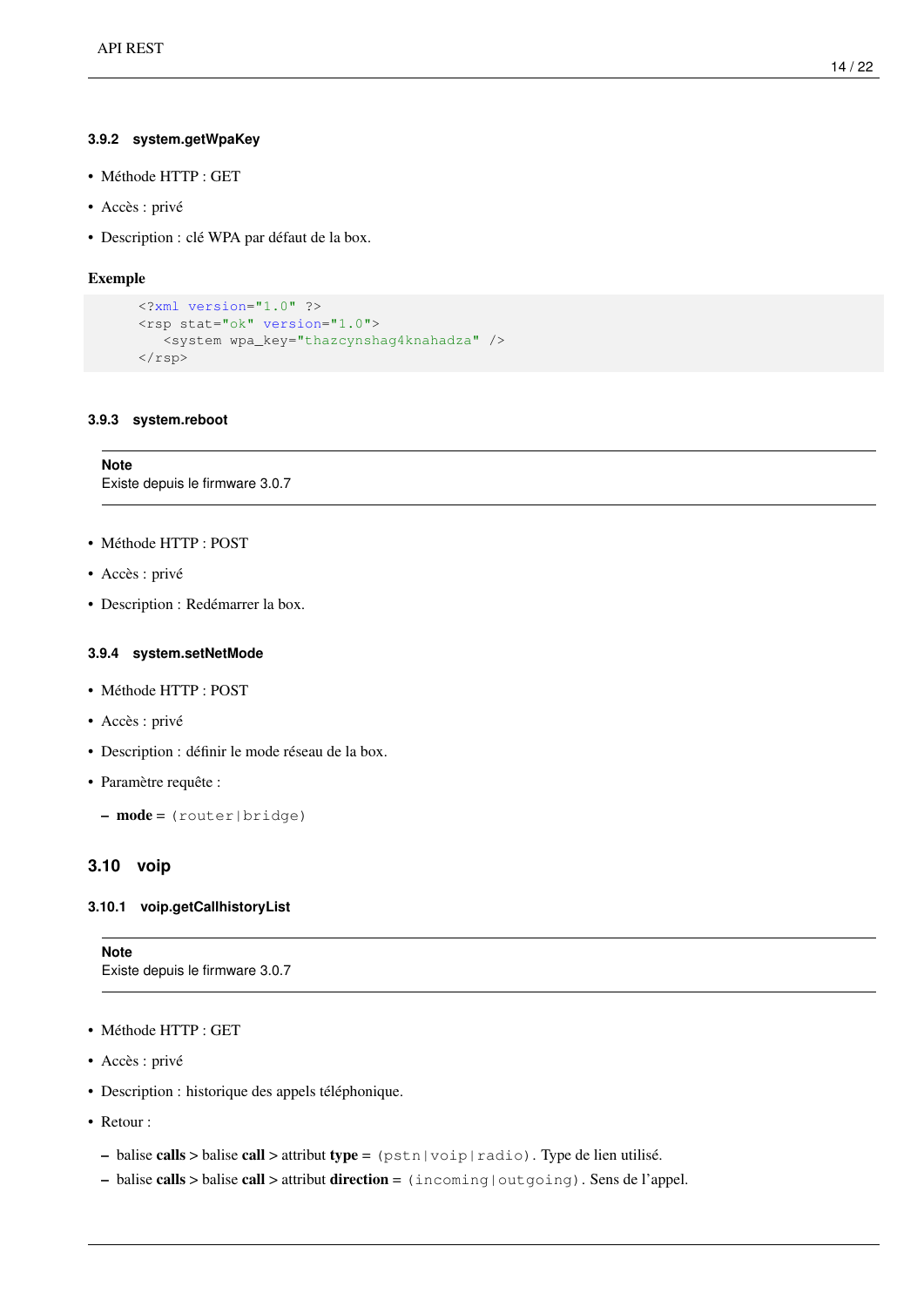#### 3.9.2 system.getWpaKey

- Méthode HTTP : GET
- Accès : privé
- Description : clé WPA par défaut de la box.

**Exemple**

```
<?xml version="1.0" ?>
<rsp stat="ok" version="1.0">
   <system wpa_key="thazcynshag4knahadza" />
</rsp>
```

#### 3.9.3 system.reboot

> **Note**
> Existe depuis le firmware 3.0.7

- Méthode HTTP : POST
- Accès : privé
- Description : Redémarrer la box.

#### 3.9.4 system.setNetMode

- Méthode HTTP : POST
- Accès : privé
- Description : définir le mode réseau de la box.
- Paramètre requête :
  - **mode** = `(router|bridge)`

### 3.10 voip

#### 3.10.1 voip.getCallhistoryList

> **Note**
> Existe depuis le firmware 3.0.7

- Méthode HTTP : GET
- Accès : privé
- Description : historique des appels téléphonique.
- Retour :
  - balise **calls** > balise **call** > attribut **type** = `(pstn|voip|radio)`. Type de lien utilisé.
  - balise **calls** > balise **call** > attribut **direction** = `(incoming|outgoing)`. Sens de l'appel.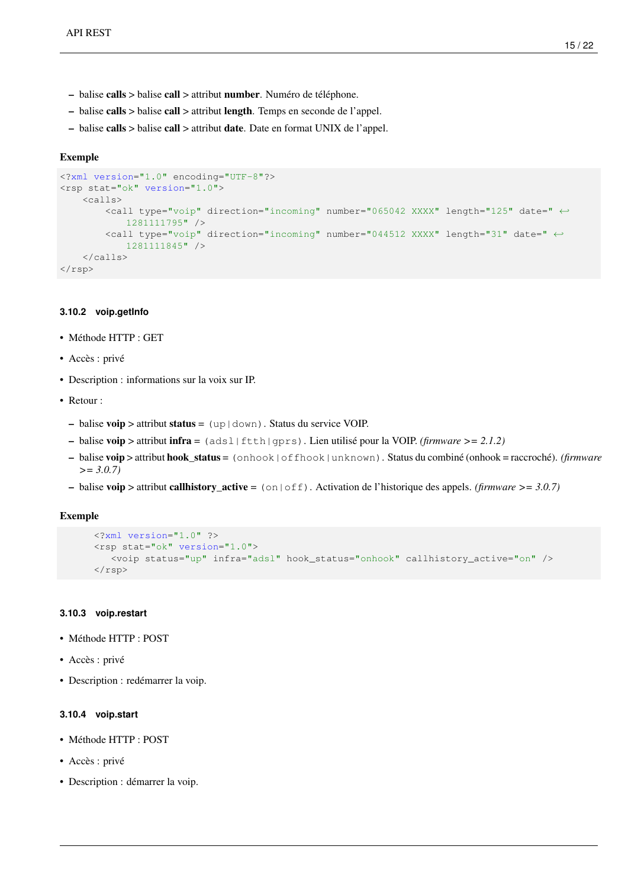- balise **calls** > balise **call** > attribut **number**. Numéro de téléphone.
- balise **calls** > balise **call** > attribut **length**. Temps en seconde de l'appel.
- balise **calls** > balise **call** > attribut **date**. Date en format UNIX de l'appel.

**Exemple**

```
<?xml version="1.0" encoding="UTF-8"?>
<rsp stat="ok" version="1.0">
    <calls>
        <call type="voip" direction="incoming" number="065042 XXXX" length="125" date="1281111795" />
        <call type="voip" direction="incoming" number="044512 XXXX" length="31" date="1281111845" />
    </calls>
</rsp>
```

### 3.10.2 voip.getInfo

- Méthode HTTP : GET
- Accès : privé
- Description : informations sur la voix sur IP.
- Retour :
  - balise **voip** > attribut **status** = `(up|down)`. Status du service VOIP.
  - balise **voip** > attribut **infra** = `(adsl|ftth|gprs)`. Lien utilisé pour la VOIP. *(firmware >= 2.1.2)*
  - balise **voip** > attribut **hook_status** = `(onhook|offhook|unknown)`. Status du combiné (onhook = raccroché). *(firmware >= 3.0.7)*
  - balise **voip** > attribut **callhistory_active** = `(on|off)`. Activation de l'historique des appels. *(firmware >= 3.0.7)*

**Exemple**

```
<?xml version="1.0" ?>
<rsp stat="ok" version="1.0">
   <voip status="up" infra="adsl" hook_status="onhook" callhistory_active="on" />
</rsp>
```

### 3.10.3 voip.restart

- Méthode HTTP : POST
- Accès : privé
- Description : redémarrer la voip.

### 3.10.4 voip.start

- Méthode HTTP : POST
- Accès : privé
- Description : démarrer la voip.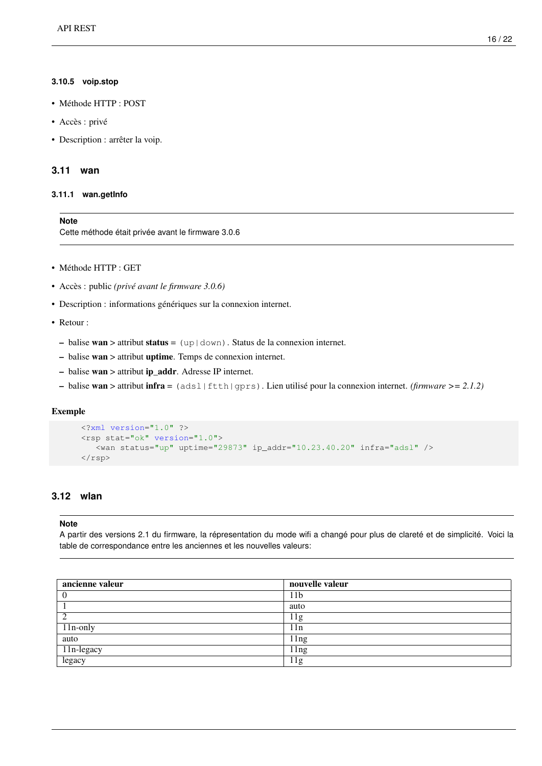#### 3.10.5 voip.stop

- Méthode HTTP : POST
- Accès : privé
- Description : arrêter la voip.

### 3.11 wan

#### 3.11.1 wan.getInfo

> **Note**
> Cette méthode était privée avant le firmware 3.0.6

- Méthode HTTP : GET
- Accès : public *(privé avant le firmware 3.0.6)*
- Description : informations génériques sur la connexion internet.
- Retour :
  - balise **wan** > attribut **status** = `(up|down)`. Status de la connexion internet.
  - balise **wan** > attribut **uptime**. Temps de connexion internet.
  - balise **wan** > attribut **ip_addr**. Adresse IP internet.
  - balise **wan** > attribut **infra** = `(adsl|ftth|gprs)`. Lien utilisé pour la connexion internet. *(firmware >= 2.1.2)*

**Exemple**

```
<?xml version="1.0" ?>
<rsp stat="ok" version="1.0">
   <wan status="up" uptime="29873" ip_addr="10.23.40.20" infra="adsl" />
</rsp>
```

### 3.12 wlan

> **Note**
> A partir des versions 2.1 du firmware, la répresentation du mode wifi a changé pour plus de clareté et de simplicité. Voici la table de correspondance entre les anciennes et les nouvelles valeurs:

| ancienne valeur | nouvelle valeur |
|---|---|
| 0 | 11b |
| 1 | auto |
| 2 | 11g |
| 11n-only | 11n |
| auto | 11ng |
| 11n-legacy | 11ng |
| legacy | 11g |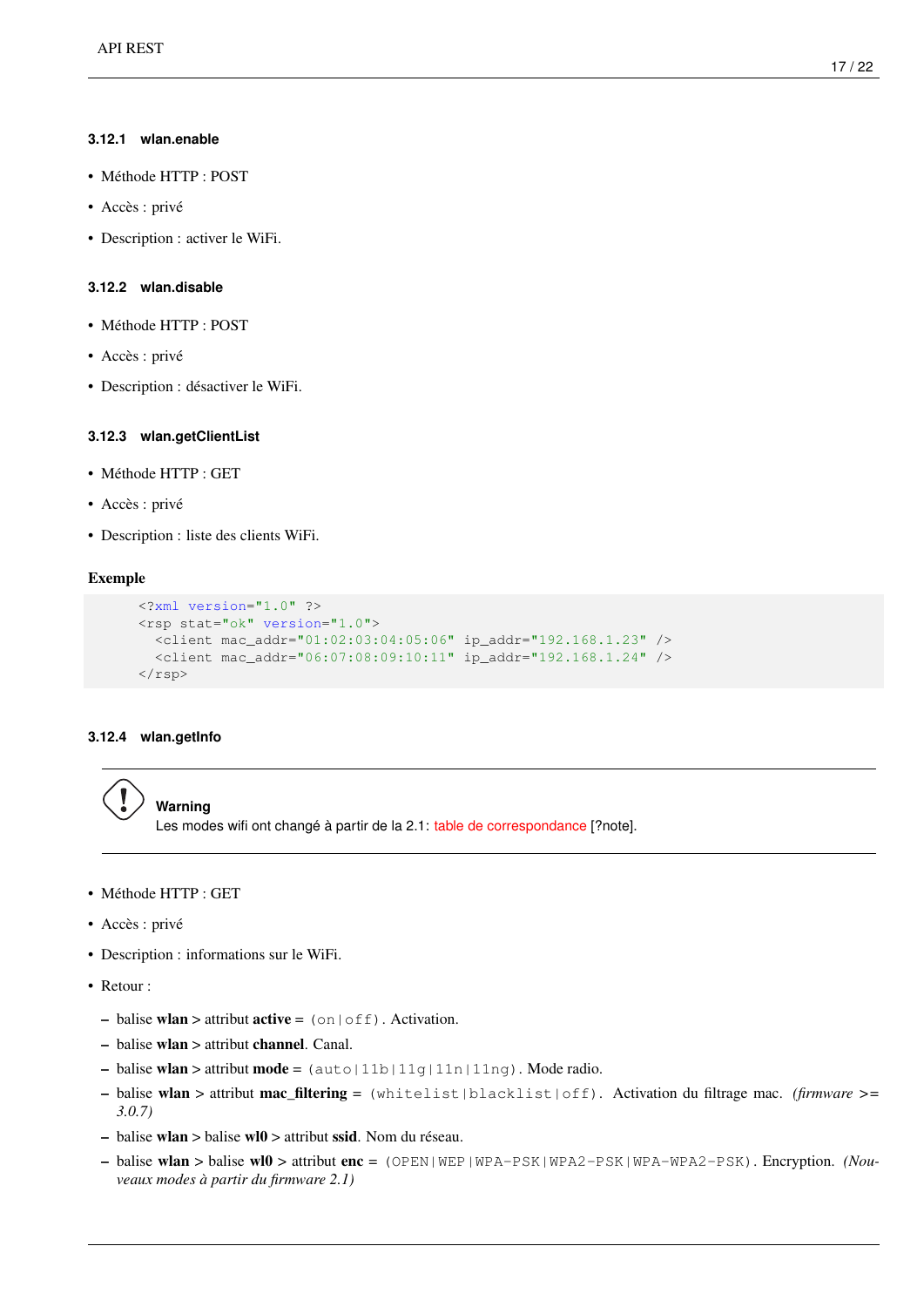#### 3.12.1 wlan.enable

- Méthode HTTP : POST
- Accès : privé
- Description : activer le WiFi.

#### 3.12.2 wlan.disable

- Méthode HTTP : POST
- Accès : privé
- Description : désactiver le WiFi.

#### 3.12.3 wlan.getClientList

- Méthode HTTP : GET
- Accès : privé
- Description : liste des clients WiFi.

**Exemple**

```
<?xml version="1.0" ?>
<rsp stat="ok" version="1.0">
  <client mac_addr="01:02:03:04:05:06" ip_addr="192.168.1.23" />
  <client mac_addr="06:07:08:09:10:11" ip_addr="192.168.1.24" />
</rsp>
```

#### 3.12.4 wlan.getInfo

> **Warning**
> Les modes wifi ont changé à partir de la 2.1: table de correspondance [?note].

- Méthode HTTP : GET
- Accès : privé
- Description : informations sur le WiFi.
- Retour :
  - balise **wlan** > attribut **active** = `(on|off)`. Activation.
  - balise **wlan** > attribut **channel**. Canal.
  - balise **wlan** > attribut **mode** = `(auto|11b|11g|11n|11ng)`. Mode radio.
  - balise **wlan** > attribut **mac_filtering** = `(whitelist|blacklist|off)`. Activation du filtrage mac. *(firmware >= 3.0.7)*
  - balise **wlan** > balise **wl0** > attribut **ssid**. Nom du réseau.
  - balise **wlan** > balise **wl0** > attribut **enc** = `(OPEN|WEP|WPA-PSK|WPA2-PSK|WPA-WPA2-PSK)`. Encryption. *(Nouveaux modes à partir du firmware 2.1)*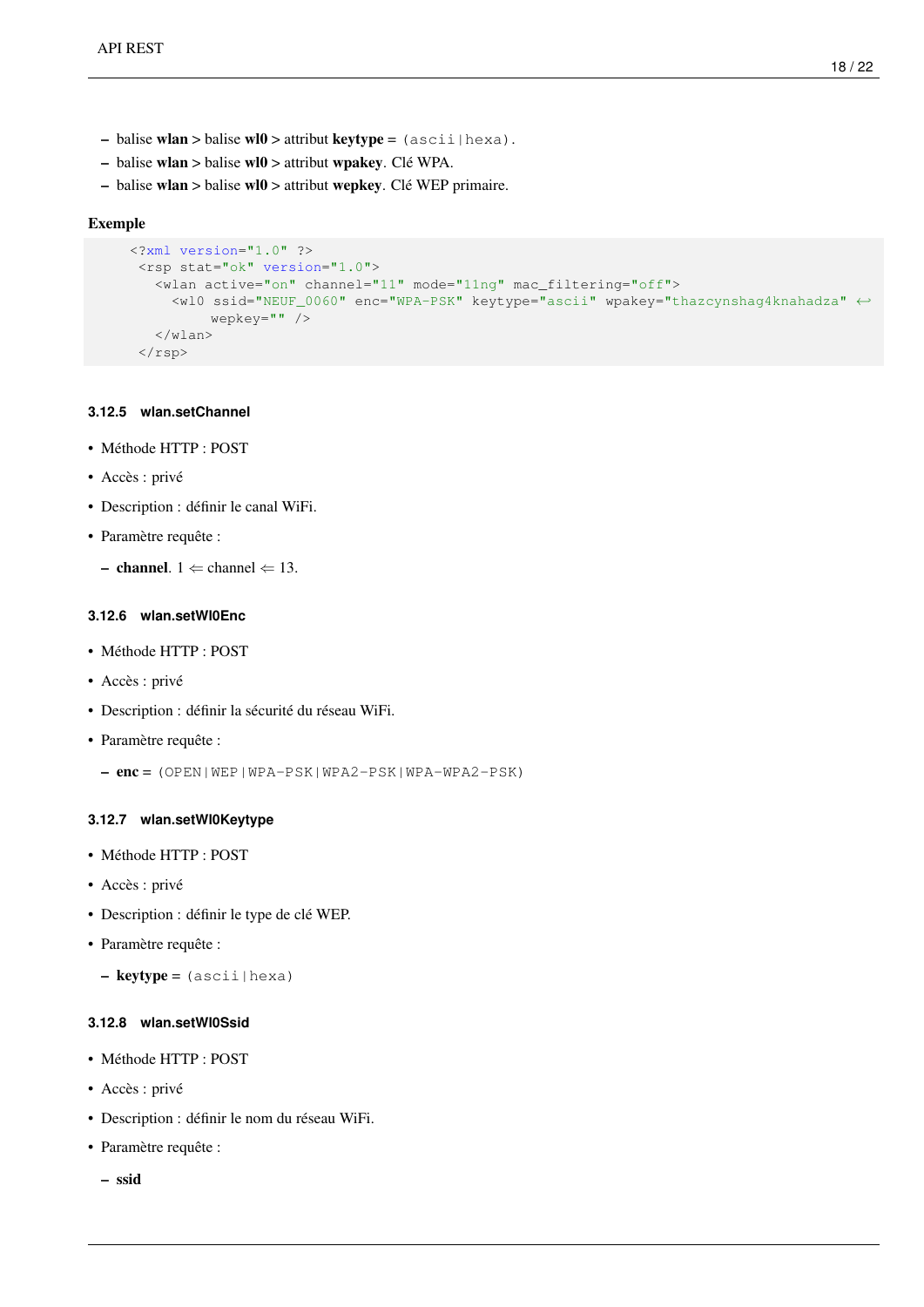- balise **wlan** > balise **wl0** > attribut **keytype** = `(ascii|hexa)`.
- balise **wlan** > balise **wl0** > attribut **wpakey**. Clé WPA.
- balise **wlan** > balise **wl0** > attribut **wepkey**. Clé WEP primaire.

**Exemple**

```
<?xml version="1.0" ?>
 <rsp stat="ok" version="1.0">
   <wlan active="on" channel="11" mode="11ng" mac_filtering="off">
     <wl0 ssid="NEUF_0060" enc="WPA-PSK" keytype="ascii" wpakey="thazcynshag4knahadza" ↩
          wepkey="" />
   </wlan>
 </rsp>
```

### 3.12.5 wlan.setChannel

- Méthode HTTP : POST
- Accès : privé
- Description : définir le canal WiFi.
- Paramètre requête :
  - **channel**. 1 ⇐ channel ⇐ 13.

### 3.12.6 wlan.setWl0Enc

- Méthode HTTP : POST
- Accès : privé
- Description : définir la sécurité du réseau WiFi.
- Paramètre requête :
  - **enc** = `(OPEN|WEP|WPA-PSK|WPA2-PSK|WPA-WPA2-PSK)`

### 3.12.7 wlan.setWl0Keytype

- Méthode HTTP : POST
- Accès : privé
- Description : définir le type de clé WEP.
- Paramètre requête :
  - **keytype** = `(ascii|hexa)`

### 3.12.8 wlan.setWl0Ssid

- Méthode HTTP : POST
- Accès : privé
- Description : définir le nom du réseau WiFi.
- Paramètre requête :
  - **ssid**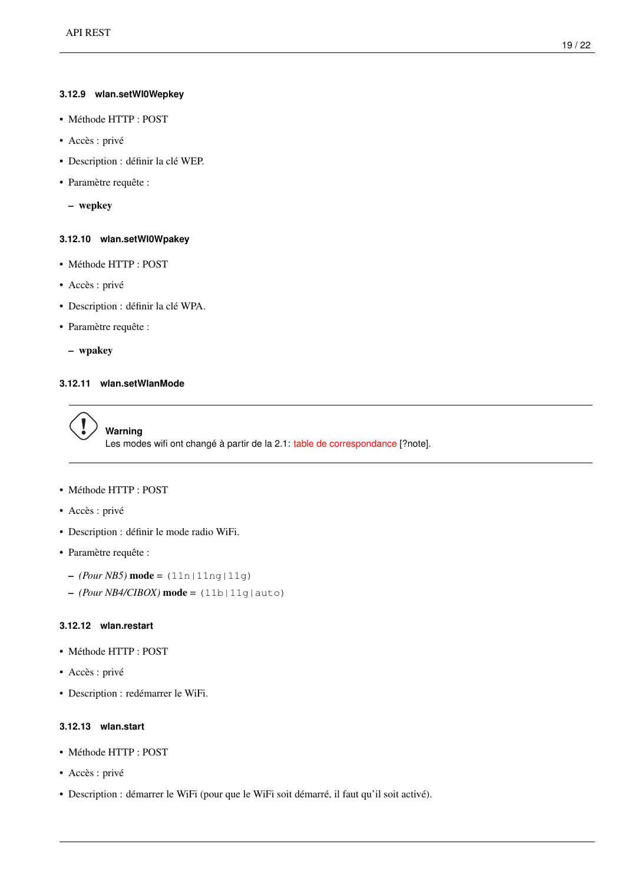#### 3.12.9 wlan.setWl0Wepkey

- Méthode HTTP : POST
- Accès : privé
- Description : définir la clé WEP.
- Paramètre requête :
  - **wepkey**

#### 3.12.10 wlan.setWl0Wpakey

- Méthode HTTP : POST
- Accès : privé
- Description : définir la clé WPA.
- Paramètre requête :
  - **wpakey**

#### 3.12.11 wlan.setWlanMode

> **Warning**
> Les modes wifi ont changé à partir de la 2.1: table de correspondance [?note].

- Méthode HTTP : POST
- Accès : privé
- Description : définir le mode radio WiFi.
- Paramètre requête :
  - *(Pour NB5)* **mode** = `(11n|11ng|11g)`
  - *(Pour NB4/CIBOX)* **mode** = `(11b|11g|auto)`

#### 3.12.12 wlan.restart

- Méthode HTTP : POST
- Accès : privé
- Description : redémarrer le WiFi.

#### 3.12.13 wlan.start

- Méthode HTTP : POST
- Accès : privé
- Description : démarrer le WiFi (pour que le WiFi soit démarré, il faut qu'il soit activé).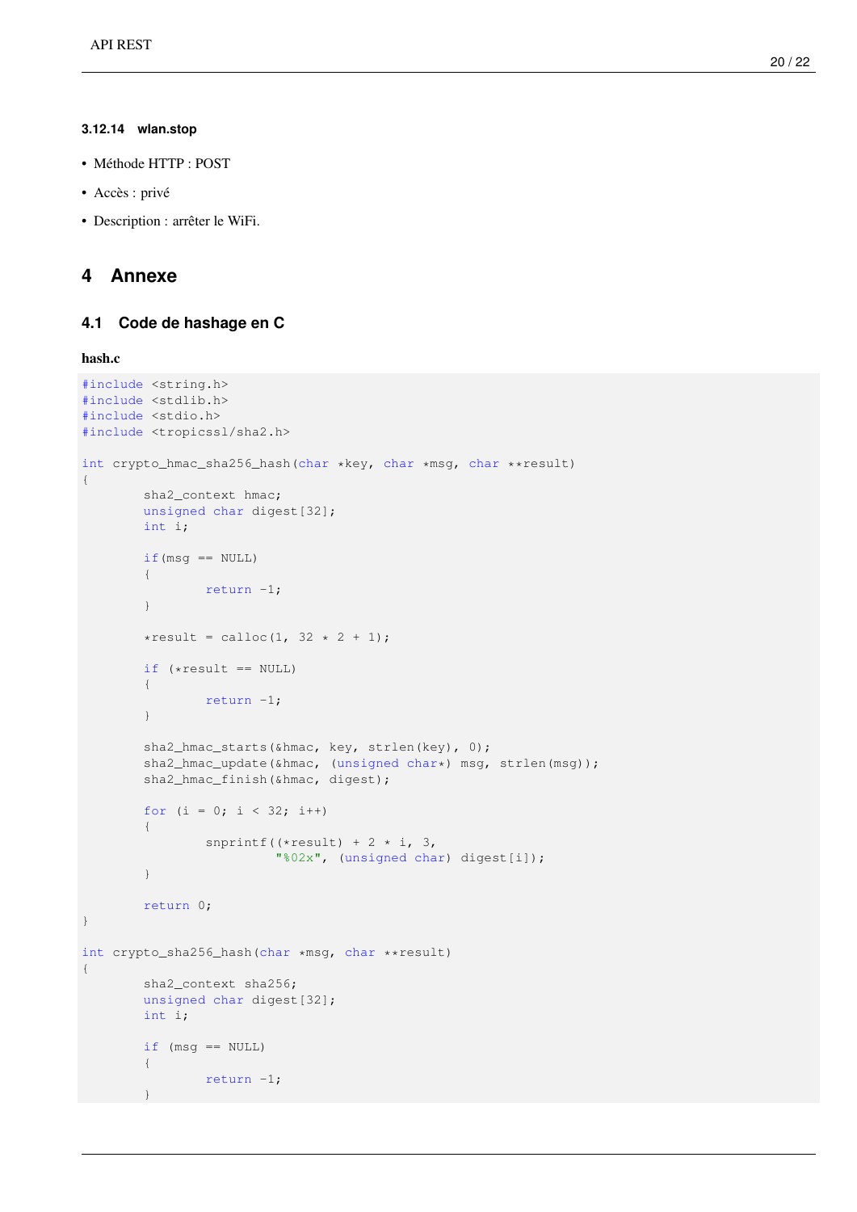#### 3.12.14 wlan.stop

- Méthode HTTP : POST
- Accès : privé
- Description : arrêter le WiFi.

# 4 Annexe

## 4.1 Code de hashage en C

**hash.c**

```
#include <string.h>
#include <stdlib.h>
#include <stdio.h>
#include <tropicssl/sha2.h>

int crypto_hmac_sha256_hash(char *key, char *msg, char **result)
{
        sha2_context hmac;
        unsigned char digest[32];
        int i;

        if(msg == NULL)
        {
                return -1;
        }

        *result = calloc(1, 32 * 2 + 1);

        if (*result == NULL)
        {
                return -1;
        }

        sha2_hmac_starts(&hmac, key, strlen(key), 0);
        sha2_hmac_update(&hmac, (unsigned char*) msg, strlen(msg));
        sha2_hmac_finish(&hmac, digest);

        for (i = 0; i < 32; i++)
        {
                snprintf((*result) + 2 * i, 3,
                           "%02x", (unsigned char) digest[i]);
        }

        return 0;
}

int crypto_sha256_hash(char *msg, char **result)
{
        sha2_context sha256;
        unsigned char digest[32];
        int i;

        if (msg == NULL)
        {
                return -1;
        }
```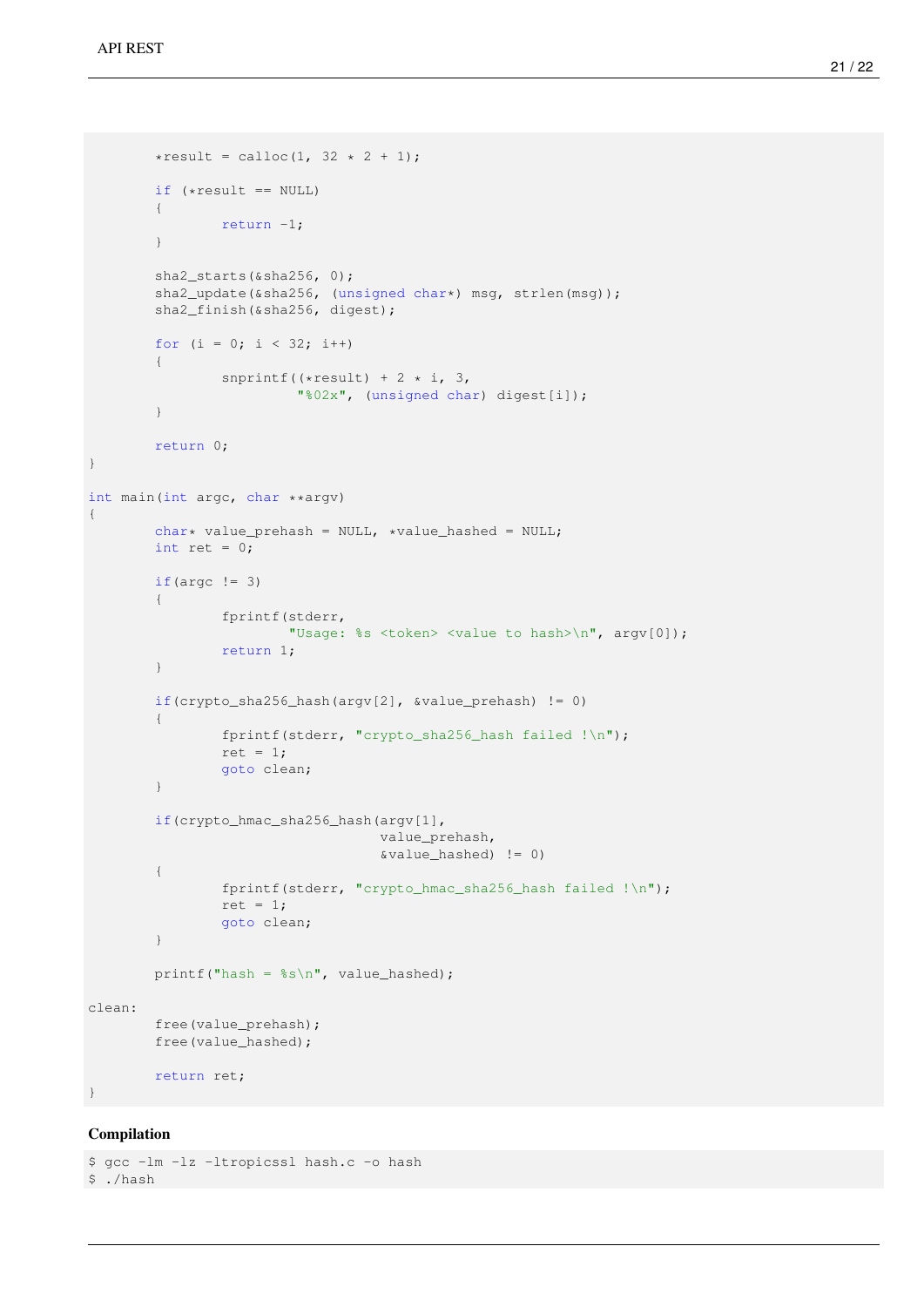```
        *result = calloc(1, 32 * 2 + 1);

        if (*result == NULL)
        {
                return -1;
        }

        sha2_starts(&sha256, 0);
        sha2_update(&sha256, (unsigned char*) msg, strlen(msg));
        sha2_finish(&sha256, digest);

        for (i = 0; i < 32; i++)
        {
                snprintf((*result) + 2 * i, 3,
                         "%02x", (unsigned char) digest[i]);
        }

        return 0;
}

int main(int argc, char **argv)
{
        char* value_prehash = NULL, *value_hashed = NULL;
        int ret = 0;

        if(argc != 3)
        {
                fprintf(stderr,
                        "Usage: %s <token> <value to hash>\n", argv[0]);
                return 1;
        }

        if(crypto_sha256_hash(argv[2], &value_prehash) != 0)
        {
                fprintf(stderr, "crypto_sha256_hash failed !\n");
                ret = 1;
                goto clean;
        }

        if(crypto_hmac_sha256_hash(argv[1],
                                   value_prehash,
                                   &value_hashed) != 0)
        {
                fprintf(stderr, "crypto_hmac_sha256_hash failed !\n");
                ret = 1;
                goto clean;
        }

        printf("hash = %s\n", value_hashed);

clean:
        free(value_prehash);
        free(value_hashed);

        return ret;
}
```

**Compilation**

```
$ gcc -lm -lz -ltropicssl hash.c -o hash
$ ./hash
```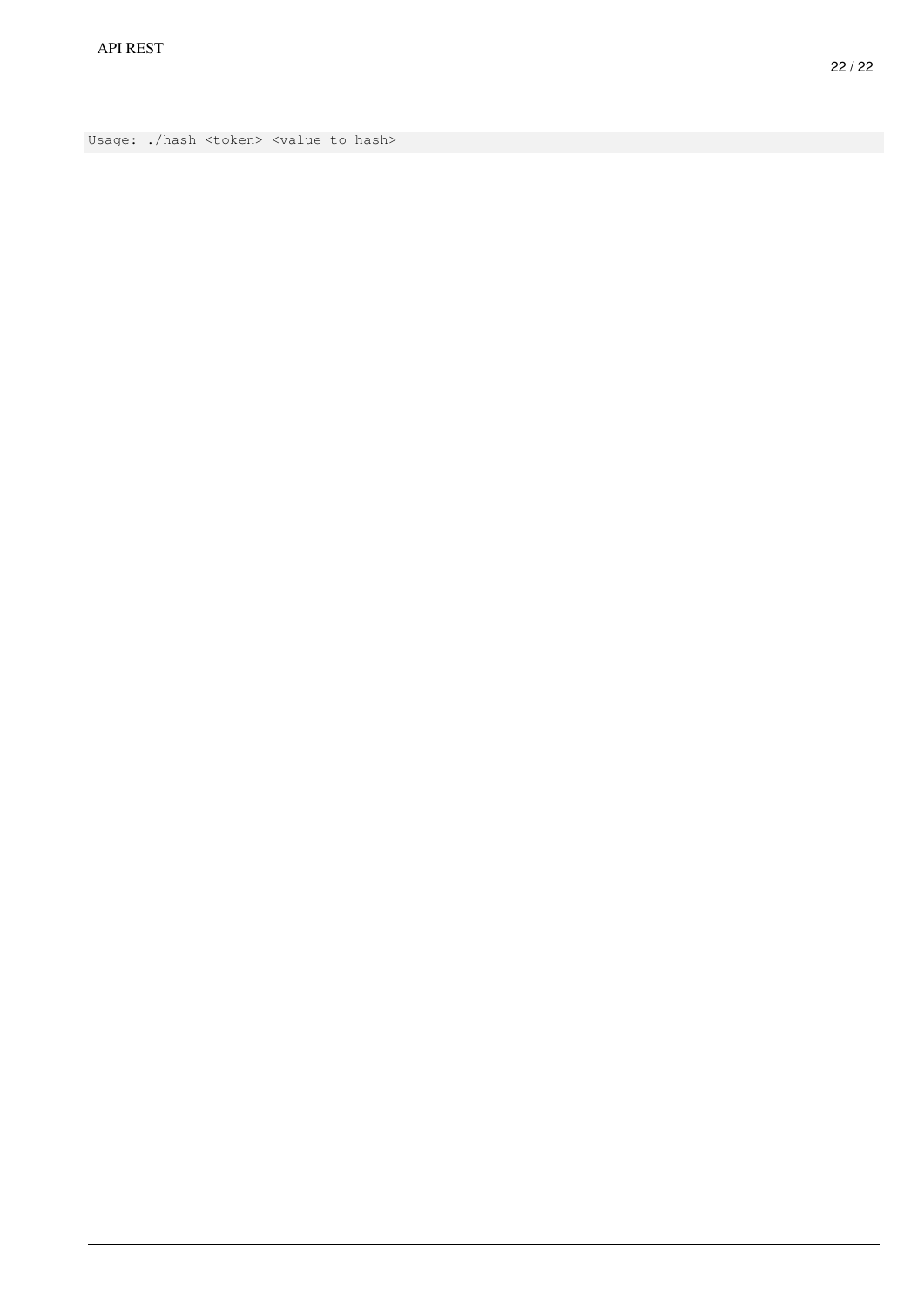```
Usage: ./hash <token> <value to hash>
```